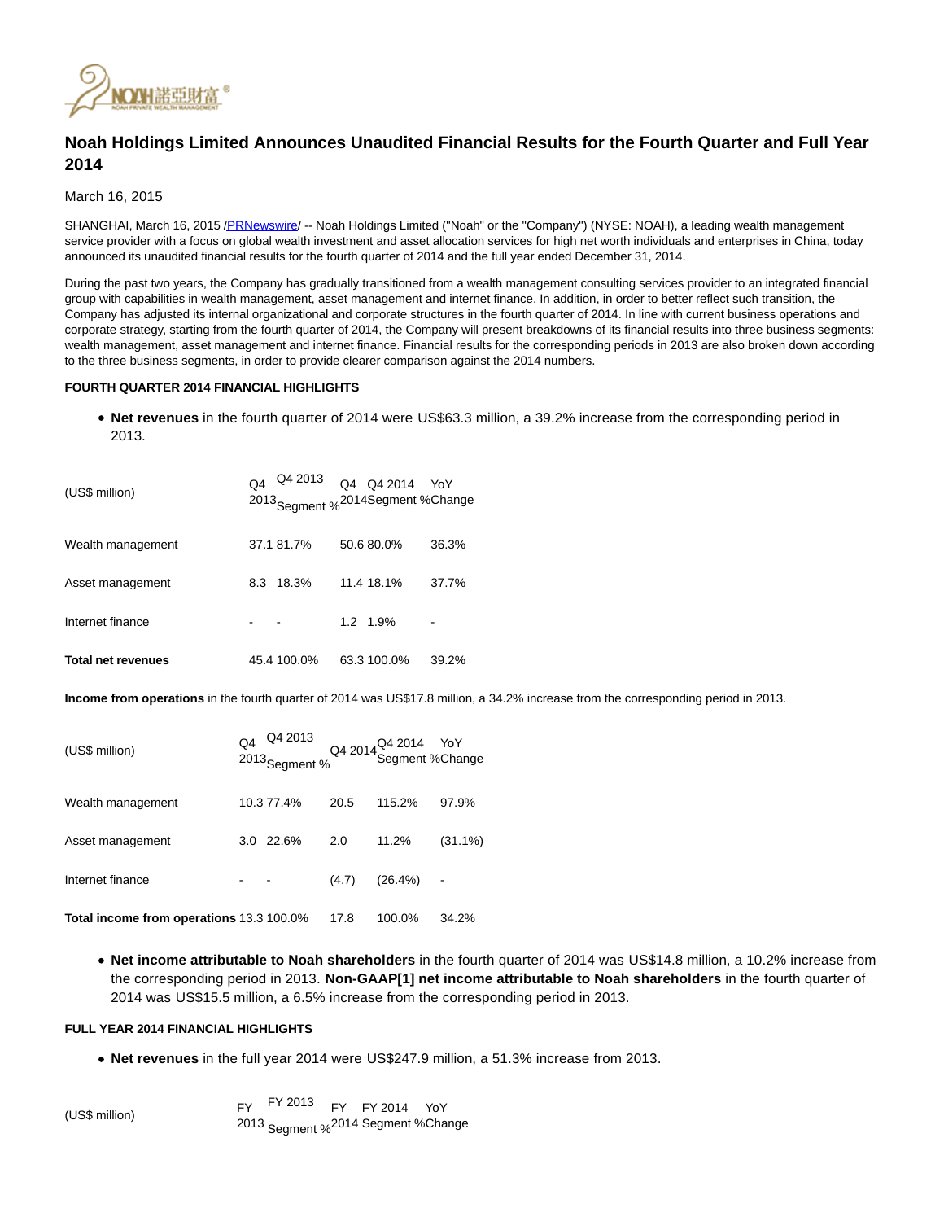# Noah Holdings Limited Announces Unaudited Financial Results for the Fourth Quarter and Full Year 2014

March 16, 2015

SHANGHAI, March 16, 2015 /PRNewswire/ -- Noah Holdings Limited ("Noah" or the "Company") (NYSE: NOAH), a leading wealth management service provider with a focus on global wealth investment and asset allocation services for high net worth individuals and enterprises in China, today announced its unaudited financial results for the fourth quarter of 2014 and the full year ended December 31, 2014.

During the past two years, the Company has gradually transitioned from a wealth management consulting services provider to an integrated financial group with capabilities in wealth management, asset management and internet finance. In addition, in order to better reflect such transition, the Company has adjusted its internal organizational and corporate structures in the fourth quarter of 2014. In line with current business operations and corporate strategy, starting from the fourth quarter of 2014, the Company will present breakdowns of its financial results into three business segments: wealth management, asset management and internet finance. Financial results for the corresponding periods in 2013 are also broken down according to the three business segments, in order to provide clearer comparison against the 2014 numbers.

**FOURTH QUARTER 2014 FINANCIAL HIGHLIGHTS**

- **Net revenues** in the fourth quarter of 2014 were US$63.3 million, a 39.2% increase from the corresponding period in 2013.

| (US$ million) | Q4 2013 | Q4 2013 Segment % | Q4 2014 | Q4 2014 Segment % | YoY Change |
|---|---|---|---|---|---|
| Wealth management | 37.1 | 81.7% | 50.6 | 80.0% | 36.3% |
| Asset management | 8.3 | 18.3% | 11.4 | 18.1% | 37.7% |
| Internet finance | - | - | 1.2 | 1.9% | - |
| **Total net revenues** | 45.4 | 100.0% | 63.3 | 100.0% | 39.2% |

**Income from operations** in the fourth quarter of 2014 was US$17.8 million, a 34.2% increase from the corresponding period in 2013.

| (US$ million) | Q4 2013 | Q4 2013 Segment % | Q4 2014 | Q4 2014 Segment % | YoY Change |
|---|---|---|---|---|---|
| Wealth management | 10.3 | 77.4% | 20.5 | 115.2% | 97.9% |
| Asset management | 3.0 | 22.6% | 2.0 | 11.2% | (31.1%) |
| Internet finance | - | - | (4.7) | (26.4%) | - |
| **Total income from operations** | 13.3 | 100.0% | 17.8 | 100.0% | 34.2% |

- **Net income attributable to Noah shareholders** in the fourth quarter of 2014 was US$14.8 million, a 10.2% increase from the corresponding period in 2013. **Non-GAAP[1] net income attributable to Noah shareholders** in the fourth quarter of 2014 was US$15.5 million, a 6.5% increase from the corresponding period in 2013.

**FULL YEAR 2014 FINANCIAL HIGHLIGHTS**

- **Net revenues** in the full year 2014 were US$247.9 million, a 51.3% increase from 2013.

| (US$ million) | FY 2013 | FY 2013 Segment % | FY 2014 | FY 2014 Segment % | YoY Change |
|---|---|---|---|---|---|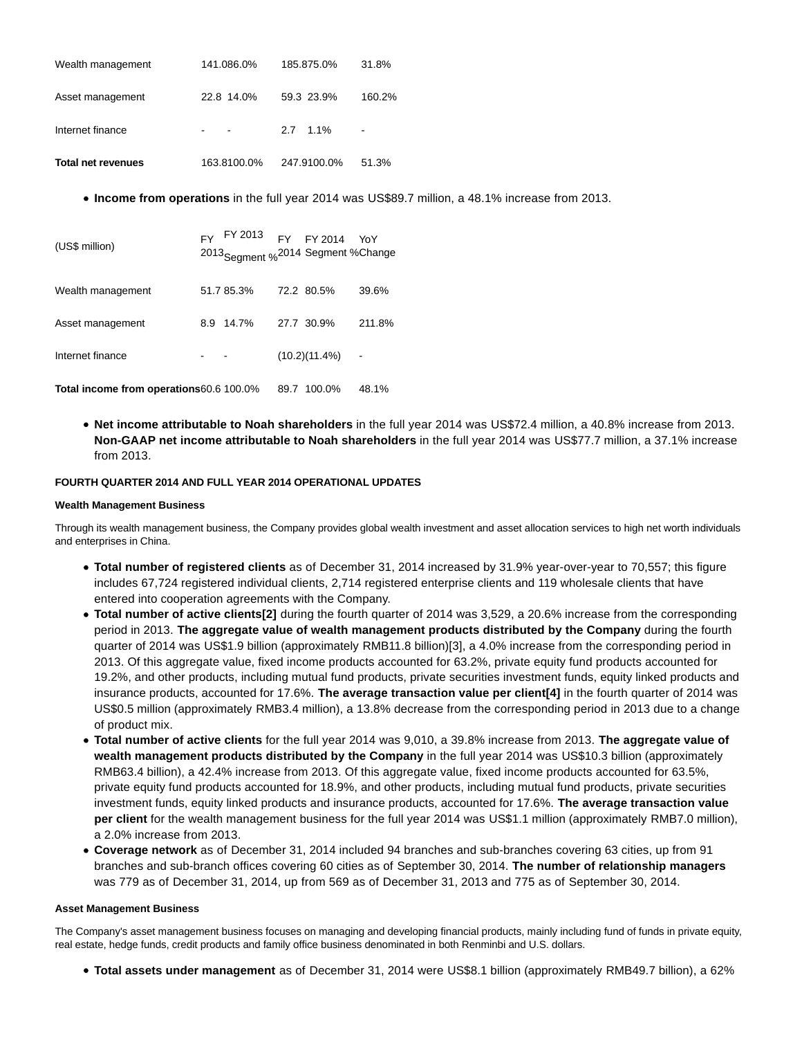| | | | | | |
|---|---|---|---|---|---|
| Wealth management | 141.0 | 86.0% | 185.8 | 75.0% | 31.8% |
| Asset management | 22.8 | 14.0% | 59.3 | 23.9% | 160.2% |
| Internet finance | - | - | 2.7 | 1.1% | - |
| **Total net revenues** | 163.8 | 100.0% | 247.9 | 100.0% | 51.3% |

- **Income from operations** in the full year 2014 was US$89.7 million, a 48.1% increase from 2013.

| (US$ million) | FY 2013 | FY 2013 Segment % | FY 2014 | FY 2014 Segment % | YoY Change |
|---|---|---|---|---|---|
| Wealth management | 51.7 | 85.3% | 72.2 | 80.5% | 39.6% |
| Asset management | 8.9 | 14.7% | 27.7 | 30.9% | 211.8% |
| Internet finance | - | - | (10.2) | (11.4%) | - |
| **Total income from operations** | 60.6 | 100.0% | 89.7 | 100.0% | 48.1% |

- **Net income attributable to Noah shareholders** in the full year 2014 was US$72.4 million, a 40.8% increase from 2013. **Non-GAAP net income attributable to Noah shareholders** in the full year 2014 was US$77.7 million, a 37.1% increase from 2013.

**FOURTH QUARTER 2014 AND FULL YEAR 2014 OPERATIONAL UPDATES**

**Wealth Management Business**

Through its wealth management business, the Company provides global wealth investment and asset allocation services to high net worth individuals and enterprises in China.

- **Total number of registered clients** as of December 31, 2014 increased by 31.9% year-over-year to 70,557; this figure includes 67,724 registered individual clients, 2,714 registered enterprise clients and 119 wholesale clients that have entered into cooperation agreements with the Company.
- **Total number of active clients[2]** during the fourth quarter of 2014 was 3,529, a 20.6% increase from the corresponding period in 2013. **The aggregate value of wealth management products distributed by the Company** during the fourth quarter of 2014 was US$1.9 billion (approximately RMB11.8 billion)[3], a 4.0% increase from the corresponding period in 2013. Of this aggregate value, fixed income products accounted for 63.2%, private equity fund products accounted for 19.2%, and other products, including mutual fund products, private securities investment funds, equity linked products and insurance products, accounted for 17.6%. **The average transaction value per client[4]** in the fourth quarter of 2014 was US$0.5 million (approximately RMB3.4 million), a 13.8% decrease from the corresponding period in 2013 due to a change of product mix.
- **Total number of active clients** for the full year 2014 was 9,010, a 39.8% increase from 2013. **The aggregate value of wealth management products distributed by the Company** in the full year 2014 was US$10.3 billion (approximately RMB63.4 billion), a 42.4% increase from 2013. Of this aggregate value, fixed income products accounted for 63.5%, private equity fund products accounted for 18.9%, and other products, including mutual fund products, private securities investment funds, equity linked products and insurance products, accounted for 17.6%. **The average transaction value per client** for the wealth management business for the full year 2014 was US$1.1 million (approximately RMB7.0 million), a 2.0% increase from 2013.
- **Coverage network** as of December 31, 2014 included 94 branches and sub-branches covering 63 cities, up from 91 branches and sub-branch offices covering 60 cities as of September 30, 2014. **The number of relationship managers** was 779 as of December 31, 2014, up from 569 as of December 31, 2013 and 775 as of September 30, 2014.

**Asset Management Business**

The Company's asset management business focuses on managing and developing financial products, mainly including fund of funds in private equity, real estate, hedge funds, credit products and family office business denominated in both Renminbi and U.S. dollars.

- **Total assets under management** as of December 31, 2014 were US$8.1 billion (approximately RMB49.7 billion), a 62%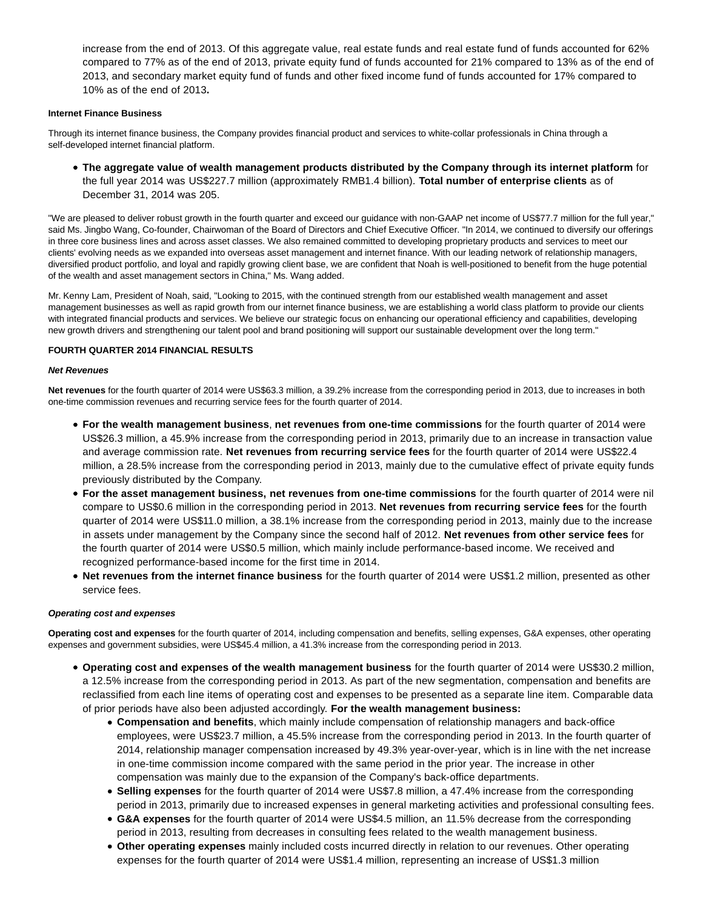increase from the end of 2013. Of this aggregate value, real estate funds and real estate fund of funds accounted for 62% compared to 77% as of the end of 2013, private equity fund of funds accounted for 21% compared to 13% as of the end of 2013, and secondary market equity fund of funds and other fixed income fund of funds accounted for 17% compared to 10% as of the end of 2013**.**

**Internet Finance Business**

Through its internet finance business, the Company provides financial product and services to white-collar professionals in China through a self-developed internet financial platform.

- **The aggregate value of wealth management products distributed by the Company through its internet platform** for the full year 2014 was US$227.7 million (approximately RMB1.4 billion). **Total number of enterprise clients** as of December 31, 2014 was 205.

"We are pleased to deliver robust growth in the fourth quarter and exceed our guidance with non-GAAP net income of US$77.7 million for the full year," said Ms. Jingbo Wang, Co-founder, Chairwoman of the Board of Directors and Chief Executive Officer. "In 2014, we continued to diversify our offerings in three core business lines and across asset classes. We also remained committed to developing proprietary products and services to meet our clients' evolving needs as we expanded into overseas asset management and internet finance. With our leading network of relationship managers, diversified product portfolio, and loyal and rapidly growing client base, we are confident that Noah is well-positioned to benefit from the huge potential of the wealth and asset management sectors in China," Ms. Wang added.

Mr. Kenny Lam, President of Noah, said, "Looking to 2015, with the continued strength from our established wealth management and asset management businesses as well as rapid growth from our internet finance business, we are establishing a world class platform to provide our clients with integrated financial products and services. We believe our strategic focus on enhancing our operational efficiency and capabilities, developing new growth drivers and strengthening our talent pool and brand positioning will support our sustainable development over the long term."

**FOURTH QUARTER 2014 FINANCIAL RESULTS**

***Net Revenues***

**Net revenues** for the fourth quarter of 2014 were US$63.3 million, a 39.2% increase from the corresponding period in 2013, due to increases in both one-time commission revenues and recurring service fees for the fourth quarter of 2014.

- **For the wealth management business**, **net revenues from one-time commissions** for the fourth quarter of 2014 were US$26.3 million, a 45.9% increase from the corresponding period in 2013, primarily due to an increase in transaction value and average commission rate. **Net revenues from recurring service fees** for the fourth quarter of 2014 were US$22.4 million, a 28.5% increase from the corresponding period in 2013, mainly due to the cumulative effect of private equity funds previously distributed by the Company.
- **For the asset management business, net revenues from one-time commissions** for the fourth quarter of 2014 were nil compare to US$0.6 million in the corresponding period in 2013. **Net revenues from recurring service fees** for the fourth quarter of 2014 were US$11.0 million, a 38.1% increase from the corresponding period in 2013, mainly due to the increase in assets under management by the Company since the second half of 2012. **Net revenues from other service fees** for the fourth quarter of 2014 were US$0.5 million, which mainly include performance-based income. We received and recognized performance-based income for the first time in 2014.
- **Net revenues from the internet finance business** for the fourth quarter of 2014 were US$1.2 million, presented as other service fees.

***Operating cost and expenses***

**Operating cost and expenses** for the fourth quarter of 2014, including compensation and benefits, selling expenses, G&A expenses, other operating expenses and government subsidies, were US$45.4 million, a 41.3% increase from the corresponding period in 2013.

- **Operating cost and expenses of the wealth management business** for the fourth quarter of 2014 were US$30.2 million, a 12.5% increase from the corresponding period in 2013. As part of the new segmentation, compensation and benefits are reclassified from each line items of operating cost and expenses to be presented as a separate line item. Comparable data of prior periods have also been adjusted accordingly. **For the wealth management business:**
  - **Compensation and benefits**, which mainly include compensation of relationship managers and back-office employees, were US$23.7 million, a 45.5% increase from the corresponding period in 2013. In the fourth quarter of 2014, relationship manager compensation increased by 49.3% year-over-year, which is in line with the net increase in one-time commission income compared with the same period in the prior year. The increase in other compensation was mainly due to the expansion of the Company's back-office departments.
  - **Selling expenses** for the fourth quarter of 2014 were US$7.8 million, a 47.4% increase from the corresponding period in 2013, primarily due to increased expenses in general marketing activities and professional consulting fees.
  - **G&A expenses** for the fourth quarter of 2014 were US$4.5 million, an 11.5% decrease from the corresponding period in 2013, resulting from decreases in consulting fees related to the wealth management business.
  - **Other operating expenses** mainly included costs incurred directly in relation to our revenues. Other operating expenses for the fourth quarter of 2014 were US$1.4 million, representing an increase of US$1.3 million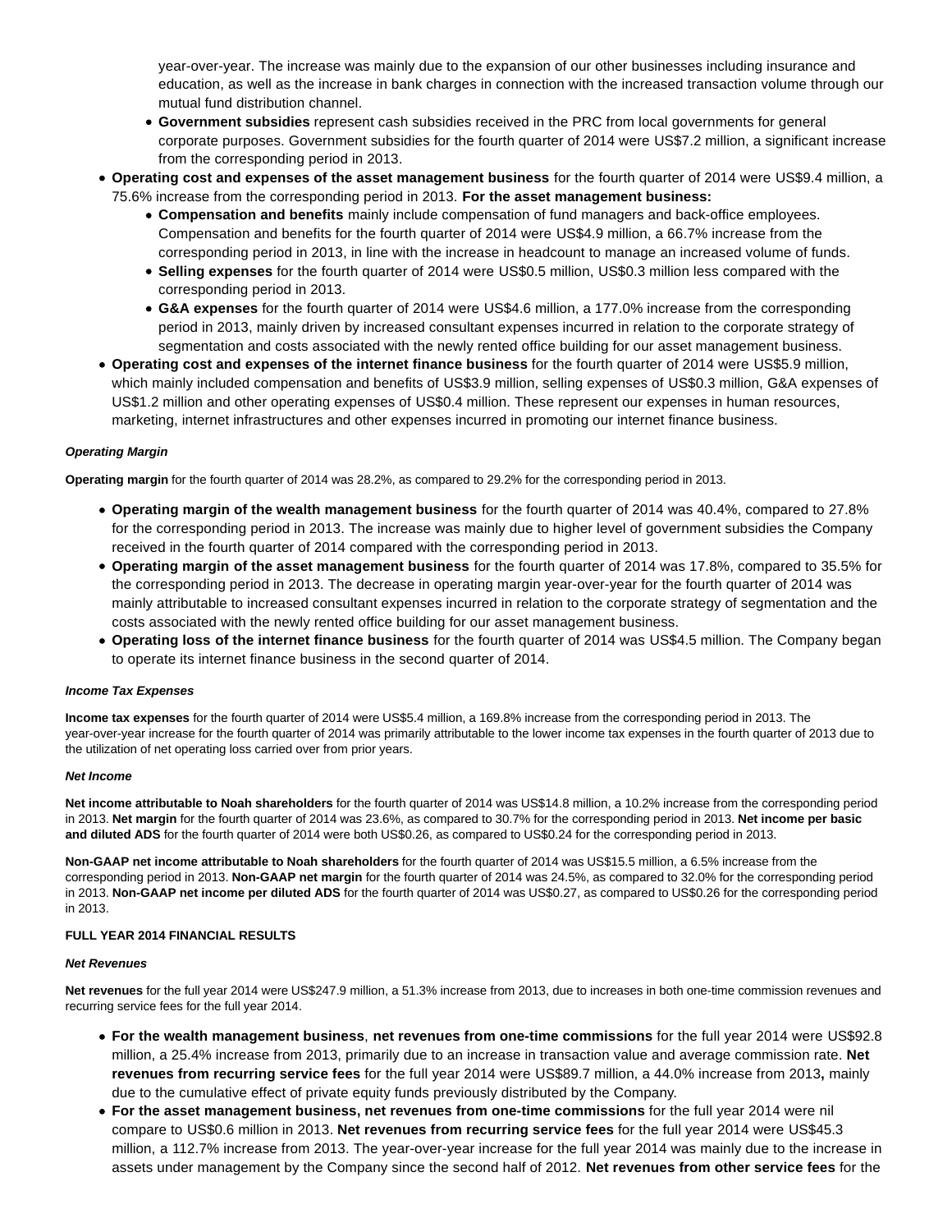year-over-year. The increase was mainly due to the expansion of our other businesses including insurance and education, as well as the increase in bank charges in connection with the increased transaction volume through our mutual fund distribution channel.

    - **Government subsidies** represent cash subsidies received in the PRC from local governments for general corporate purposes. Government subsidies for the fourth quarter of 2014 were US$7.2 million, a significant increase from the corresponding period in 2013.

- **Operating cost and expenses of the asset management business** for the fourth quarter of 2014 were US$9.4 million, a 75.6% increase from the corresponding period in 2013. **For the asset management business:**
    - **Compensation and benefits** mainly include compensation of fund managers and back-office employees. Compensation and benefits for the fourth quarter of 2014 were US$4.9 million, a 66.7% increase from the corresponding period in 2013, in line with the increase in headcount to manage an increased volume of funds.
    - **Selling expenses** for the fourth quarter of 2014 were US$0.5 million, US$0.3 million less compared with the corresponding period in 2013.
    - **G&A expenses** for the fourth quarter of 2014 were US$4.6 million, a 177.0% increase from the corresponding period in 2013, mainly driven by increased consultant expenses incurred in relation to the corporate strategy of segmentation and costs associated with the newly rented office building for our asset management business.
- **Operating cost and expenses of the internet finance business** for the fourth quarter of 2014 were US$5.9 million, which mainly included compensation and benefits of US$3.9 million, selling expenses of US$0.3 million, G&A expenses of US$1.2 million and other operating expenses of US$0.4 million. These represent our expenses in human resources, marketing, internet infrastructures and other expenses incurred in promoting our internet finance business.

***Operating Margin***

**Operating margin** for the fourth quarter of 2014 was 28.2%, as compared to 29.2% for the corresponding period in 2013.

- **Operating margin of the wealth management business** for the fourth quarter of 2014 was 40.4%, compared to 27.8% for the corresponding period in 2013. The increase was mainly due to higher level of government subsidies the Company received in the fourth quarter of 2014 compared with the corresponding period in 2013.
- **Operating margin of the asset management business** for the fourth quarter of 2014 was 17.8%, compared to 35.5% for the corresponding period in 2013. The decrease in operating margin year-over-year for the fourth quarter of 2014 was mainly attributable to increased consultant expenses incurred in relation to the corporate strategy of segmentation and the costs associated with the newly rented office building for our asset management business.
- **Operating loss of the internet finance business** for the fourth quarter of 2014 was US$4.5 million. The Company began to operate its internet finance business in the second quarter of 2014.

***Income Tax Expenses***

**Income tax expenses** for the fourth quarter of 2014 were US$5.4 million, a 169.8% increase from the corresponding period in 2013. The year-over-year increase for the fourth quarter of 2014 was primarily attributable to the lower income tax expenses in the fourth quarter of 2013 due to the utilization of net operating loss carried over from prior years.

***Net Income***

**Net income attributable to Noah shareholders** for the fourth quarter of 2014 was US$14.8 million, a 10.2% increase from the corresponding period in 2013. **Net margin** for the fourth quarter of 2014 was 23.6%, as compared to 30.7% for the corresponding period in 2013. **Net income per basic and diluted ADS** for the fourth quarter of 2014 were both US$0.26, as compared to US$0.24 for the corresponding period in 2013.

**Non-GAAP net income attributable to Noah shareholders** for the fourth quarter of 2014 was US$15.5 million, a 6.5% increase from the corresponding period in 2013. **Non-GAAP net margin** for the fourth quarter of 2014 was 24.5%, as compared to 32.0% for the corresponding period in 2013. **Non-GAAP net income per diluted ADS** for the fourth quarter of 2014 was US$0.27, as compared to US$0.26 for the corresponding period in 2013.

**FULL YEAR 2014 FINANCIAL RESULTS**

***Net Revenues***

**Net revenues** for the full year 2014 were US$247.9 million, a 51.3% increase from 2013, due to increases in both one-time commission revenues and recurring service fees for the full year 2014.

- **For the wealth management business**, **net revenues from one-time commissions** for the full year 2014 were US$92.8 million, a 25.4% increase from 2013, primarily due to an increase in transaction value and average commission rate. **Net revenues from recurring service fees** for the full year 2014 were US$89.7 million, a 44.0% increase from 2013**,** mainly due to the cumulative effect of private equity funds previously distributed by the Company.
- **For the asset management business, net revenues from one-time commissions** for the full year 2014 were nil compare to US$0.6 million in 2013. **Net revenues from recurring service fees** for the full year 2014 were US$45.3 million, a 112.7% increase from 2013. The year-over-year increase for the full year 2014 was mainly due to the increase in assets under management by the Company since the second half of 2012. **Net revenues from other service fees** for the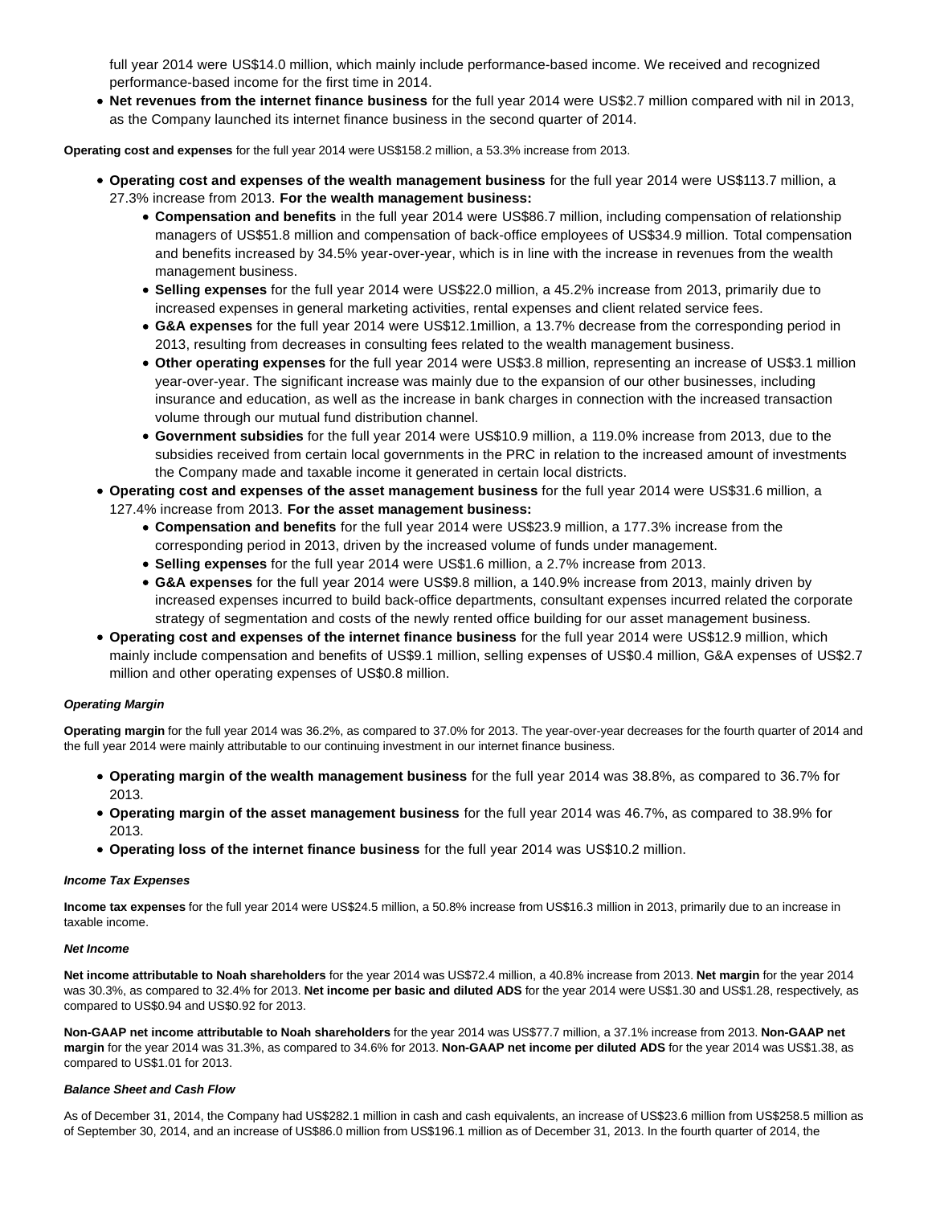full year 2014 were US$14.0 million, which mainly include performance-based income. We received and recognized performance-based income for the first time in 2014.

- **Net revenues from the internet finance business** for the full year 2014 were US$2.7 million compared with nil in 2013, as the Company launched its internet finance business in the second quarter of 2014.

**Operating cost and expenses** for the full year 2014 were US$158.2 million, a 53.3% increase from 2013.

- **Operating cost and expenses of the wealth management business** for the full year 2014 were US$113.7 million, a 27.3% increase from 2013. **For the wealth management business:**
  - **Compensation and benefits** in the full year 2014 were US$86.7 million, including compensation of relationship managers of US$51.8 million and compensation of back-office employees of US$34.9 million. Total compensation and benefits increased by 34.5% year-over-year, which is in line with the increase in revenues from the wealth management business.
  - **Selling expenses** for the full year 2014 were US$22.0 million, a 45.2% increase from 2013, primarily due to increased expenses in general marketing activities, rental expenses and client related service fees.
  - **G&A expenses** for the full year 2014 were US$12.1million, a 13.7% decrease from the corresponding period in 2013, resulting from decreases in consulting fees related to the wealth management business.
  - **Other operating expenses** for the full year 2014 were US$3.8 million, representing an increase of US$3.1 million year-over-year. The significant increase was mainly due to the expansion of our other businesses, including insurance and education, as well as the increase in bank charges in connection with the increased transaction volume through our mutual fund distribution channel.
  - **Government subsidies** for the full year 2014 were US$10.9 million, a 119.0% increase from 2013, due to the subsidies received from certain local governments in the PRC in relation to the increased amount of investments the Company made and taxable income it generated in certain local districts.
- **Operating cost and expenses of the asset management business** for the full year 2014 were US$31.6 million, a 127.4% increase from 2013. **For the asset management business:**
  - **Compensation and benefits** for the full year 2014 were US$23.9 million, a 177.3% increase from the corresponding period in 2013, driven by the increased volume of funds under management.
  - **Selling expenses** for the full year 2014 were US$1.6 million, a 2.7% increase from 2013.
  - **G&A expenses** for the full year 2014 were US$9.8 million, a 140.9% increase from 2013, mainly driven by increased expenses incurred to build back-office departments, consultant expenses incurred related the corporate strategy of segmentation and costs of the newly rented office building for our asset management business.
- **Operating cost and expenses of the internet finance business** for the full year 2014 were US$12.9 million, which mainly include compensation and benefits of US$9.1 million, selling expenses of US$0.4 million, G&A expenses of US$2.7 million and other operating expenses of US$0.8 million.

***Operating Margin***

**Operating margin** for the full year 2014 was 36.2%, as compared to 37.0% for 2013. The year-over-year decreases for the fourth quarter of 2014 and the full year 2014 were mainly attributable to our continuing investment in our internet finance business.

- **Operating margin of the wealth management business** for the full year 2014 was 38.8%, as compared to 36.7% for 2013.
- **Operating margin of the asset management business** for the full year 2014 was 46.7%, as compared to 38.9% for 2013.
- **Operating loss of the internet finance business** for the full year 2014 was US$10.2 million.

***Income Tax Expenses***

**Income tax expenses** for the full year 2014 were US$24.5 million, a 50.8% increase from US$16.3 million in 2013, primarily due to an increase in taxable income.

***Net Income***

**Net income attributable to Noah shareholders** for the year 2014 was US$72.4 million, a 40.8% increase from 2013. **Net margin** for the year 2014 was 30.3%, as compared to 32.4% for 2013. **Net income per basic and diluted ADS** for the year 2014 were US$1.30 and US$1.28, respectively, as compared to US$0.94 and US$0.92 for 2013.

**Non-GAAP net income attributable to Noah shareholders** for the year 2014 was US$77.7 million, a 37.1% increase from 2013. **Non-GAAP net margin** for the year 2014 was 31.3%, as compared to 34.6% for 2013. **Non-GAAP net income per diluted ADS** for the year 2014 was US$1.38, as compared to US$1.01 for 2013.

***Balance Sheet and Cash Flow***

As of December 31, 2014, the Company had US$282.1 million in cash and cash equivalents, an increase of US$23.6 million from US$258.5 million as of September 30, 2014, and an increase of US$86.0 million from US$196.1 million as of December 31, 2013. In the fourth quarter of 2014, the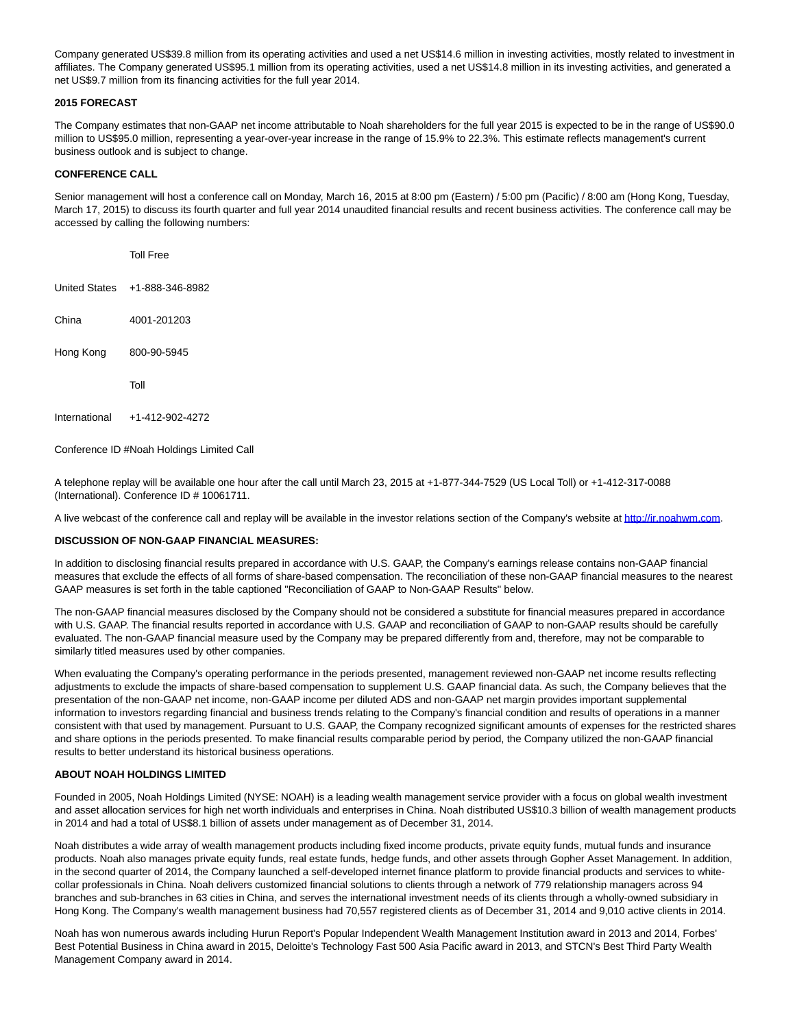Company generated US$39.8 million from its operating activities and used a net US$14.6 million in investing activities, mostly related to investment in affiliates. The Company generated US$95.1 million from its operating activities, used a net US$14.8 million in its investing activities, and generated a net US$9.7 million from its financing activities for the full year 2014.

**2015 FORECAST**

The Company estimates that non-GAAP net income attributable to Noah shareholders for the full year 2015 is expected to be in the range of US$90.0 million to US$95.0 million, representing a year-over-year increase in the range of 15.9% to 22.3%. This estimate reflects management's current business outlook and is subject to change.

**CONFERENCE CALL**

Senior management will host a conference call on Monday, March 16, 2015 at 8:00 pm (Eastern) / 5:00 pm (Pacific) / 8:00 am (Hong Kong, Tuesday, March 17, 2015) to discuss its fourth quarter and full year 2014 unaudited financial results and recent business activities. The conference call may be accessed by calling the following numbers:

| | |
|---|---|
| | Toll Free |
| United States | +1-888-346-8982 |
| China | 4001-201203 |
| Hong Kong | 800-90-5945 |
| | Toll |
| International | +1-412-902-4272 |

Conference ID #Noah Holdings Limited Call

A telephone replay will be available one hour after the call until March 23, 2015 at +1-877-344-7529 (US Local Toll) or +1-412-317-0088 (International). Conference ID # 10061711.

A live webcast of the conference call and replay will be available in the investor relations section of the Company's website at http://ir.noahwm.com.

**DISCUSSION OF NON-GAAP FINANCIAL MEASURES:**

In addition to disclosing financial results prepared in accordance with U.S. GAAP, the Company's earnings release contains non-GAAP financial measures that exclude the effects of all forms of share-based compensation. The reconciliation of these non-GAAP financial measures to the nearest GAAP measures is set forth in the table captioned "Reconciliation of GAAP to Non-GAAP Results" below.

The non-GAAP financial measures disclosed by the Company should not be considered a substitute for financial measures prepared in accordance with U.S. GAAP. The financial results reported in accordance with U.S. GAAP and reconciliation of GAAP to non-GAAP results should be carefully evaluated. The non-GAAP financial measure used by the Company may be prepared differently from and, therefore, may not be comparable to similarly titled measures used by other companies.

When evaluating the Company's operating performance in the periods presented, management reviewed non-GAAP net income results reflecting adjustments to exclude the impacts of share-based compensation to supplement U.S. GAAP financial data. As such, the Company believes that the presentation of the non-GAAP net income, non-GAAP income per diluted ADS and non-GAAP net margin provides important supplemental information to investors regarding financial and business trends relating to the Company's financial condition and results of operations in a manner consistent with that used by management. Pursuant to U.S. GAAP, the Company recognized significant amounts of expenses for the restricted shares and share options in the periods presented. To make financial results comparable period by period, the Company utilized the non-GAAP financial results to better understand its historical business operations.

**ABOUT NOAH HOLDINGS LIMITED**

Founded in 2005, Noah Holdings Limited (NYSE: NOAH) is a leading wealth management service provider with a focus on global wealth investment and asset allocation services for high net worth individuals and enterprises in China. Noah distributed US$10.3 billion of wealth management products in 2014 and had a total of US$8.1 billion of assets under management as of December 31, 2014.

Noah distributes a wide array of wealth management products including fixed income products, private equity funds, mutual funds and insurance products. Noah also manages private equity funds, real estate funds, hedge funds, and other assets through Gopher Asset Management. In addition, in the second quarter of 2014, the Company launched a self-developed internet finance platform to provide financial products and services to white-collar professionals in China. Noah delivers customized financial solutions to clients through a network of 779 relationship managers across 94 branches and sub-branches in 63 cities in China, and serves the international investment needs of its clients through a wholly-owned subsidiary in Hong Kong. The Company's wealth management business had 70,557 registered clients as of December 31, 2014 and 9,010 active clients in 2014.

Noah has won numerous awards including Hurun Report's Popular Independent Wealth Management Institution award in 2013 and 2014, Forbes' Best Potential Business in China award in 2015, Deloitte's Technology Fast 500 Asia Pacific award in 2013, and STCN's Best Third Party Wealth Management Company award in 2014.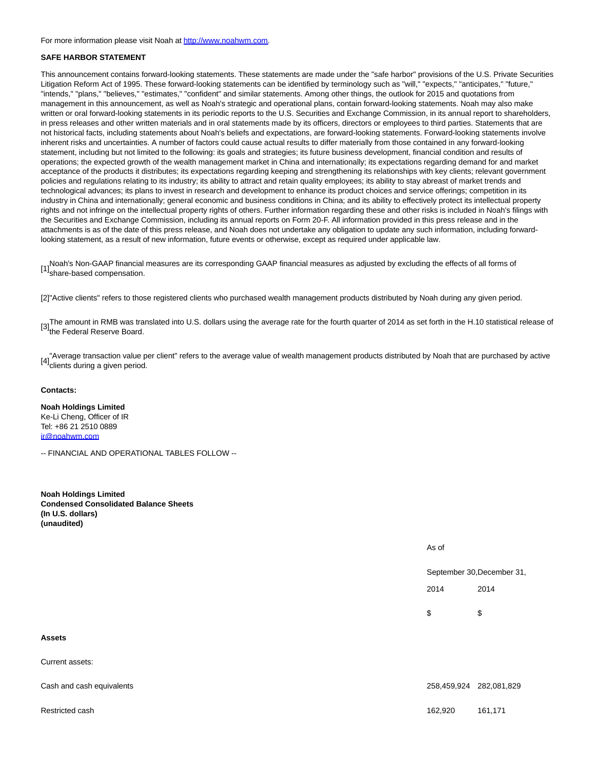For more information please visit Noah at http://www.noahwm.com.

**SAFE HARBOR STATEMENT**

This announcement contains forward-looking statements. These statements are made under the "safe harbor" provisions of the U.S. Private Securities Litigation Reform Act of 1995. These forward-looking statements can be identified by terminology such as "will," "expects," "anticipates," "future," "intends," "plans," "believes," "estimates," "confident" and similar statements. Among other things, the outlook for 2015 and quotations from management in this announcement, as well as Noah's strategic and operational plans, contain forward-looking statements. Noah may also make written or oral forward-looking statements in its periodic reports to the U.S. Securities and Exchange Commission, in its annual report to shareholders, in press releases and other written materials and in oral statements made by its officers, directors or employees to third parties. Statements that are not historical facts, including statements about Noah's beliefs and expectations, are forward-looking statements. Forward-looking statements involve inherent risks and uncertainties. A number of factors could cause actual results to differ materially from those contained in any forward-looking statement, including but not limited to the following: its goals and strategies; its future business development, financial condition and results of operations; the expected growth of the wealth management market in China and internationally; its expectations regarding demand for and market acceptance of the products it distributes; its expectations regarding keeping and strengthening its relationships with key clients; relevant government policies and regulations relating to its industry; its ability to attract and retain quality employees; its ability to stay abreast of market trends and technological advances; its plans to invest in research and development to enhance its product choices and service offerings; competition in its industry in China and internationally; general economic and business conditions in China; and its ability to effectively protect its intellectual property rights and not infringe on the intellectual property rights of others. Further information regarding these and other risks is included in Noah's filings with the Securities and Exchange Commission, including its annual reports on Form 20-F. All information provided in this press release and in the attachments is as of the date of this press release, and Noah does not undertake any obligation to update any such information, including forward-looking statement, as a result of new information, future events or otherwise, except as required under applicable law.

[1] Noah's Non-GAAP financial measures are its corresponding GAAP financial measures as adjusted by excluding the effects of all forms of share-based compensation.

[2] "Active clients" refers to those registered clients who purchased wealth management products distributed by Noah during any given period.

[3] The amount in RMB was translated into U.S. dollars using the average rate for the fourth quarter of 2014 as set forth in the H.10 statistical release of the Federal Reserve Board.

[4] "Average transaction value per client" refers to the average value of wealth management products distributed by Noah that are purchased by active clients during a given period.

**Contacts:**

**Noah Holdings Limited**
Ke-Li Cheng, Officer of IR
Tel: +86 21 2510 0889
ir@noahwm.com

-- FINANCIAL AND OPERATIONAL TABLES FOLLOW --

**Noah Holdings Limited**
**Condensed Consolidated Balance Sheets**
**(In U.S. dollars)**
**(unaudited)**

| | As of | |
|---|---|---|
| | September 30, 2014 | December 31, 2014 |
| | $ | $ |
| **Assets** | | |
| Current assets: | | |
| Cash and cash equivalents | 258,459,924 | 282,081,829 |
| Restricted cash | 162,920 | 161,171 |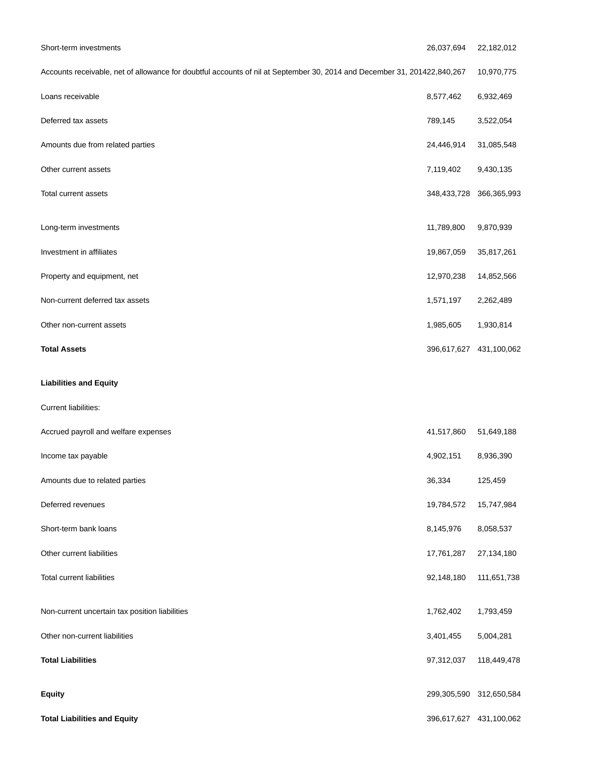| | | |
|---|---|---|
| Short-term investments | 26,037,694 | 22,182,012 |
| Accounts receivable, net of allowance for doubtful accounts of nil at September 30, 2014 and December 31, 2014 | 22,840,267 | 10,970,775 |
| Loans receivable | 8,577,462 | 6,932,469 |
| Deferred tax assets | 789,145 | 3,522,054 |
| Amounts due from related parties | 24,446,914 | 31,085,548 |
| Other current assets | 7,119,402 | 9,430,135 |
| Total current assets | 348,433,728 | 366,365,993 |
| | | |
| Long-term investments | 11,789,800 | 9,870,939 |
| Investment in affiliates | 19,867,059 | 35,817,261 |
| Property and equipment, net | 12,970,238 | 14,852,566 |
| Non-current deferred tax assets | 1,571,197 | 2,262,489 |
| Other non-current assets | 1,985,605 | 1,930,814 |
| **Total Assets** | 396,617,627 | 431,100,062 |
| | | |
| **Liabilities and Equity** | | |
| Current liabilities: | | |
| Accrued payroll and welfare expenses | 41,517,860 | 51,649,188 |
| Income tax payable | 4,902,151 | 8,936,390 |
| Amounts due to related parties | 36,334 | 125,459 |
| Deferred revenues | 19,784,572 | 15,747,984 |
| Short-term bank loans | 8,145,976 | 8,058,537 |
| Other current liabilities | 17,761,287 | 27,134,180 |
| Total current liabilities | 92,148,180 | 111,651,738 |
| | | |
| Non-current uncertain tax position liabilities | 1,762,402 | 1,793,459 |
| Other non-current liabilities | 3,401,455 | 5,004,281 |
| **Total Liabilities** | 97,312,037 | 118,449,478 |
| | | |
| **Equity** | 299,305,590 | 312,650,584 |
| **Total Liabilities and Equity** | 396,617,627 | 431,100,062 |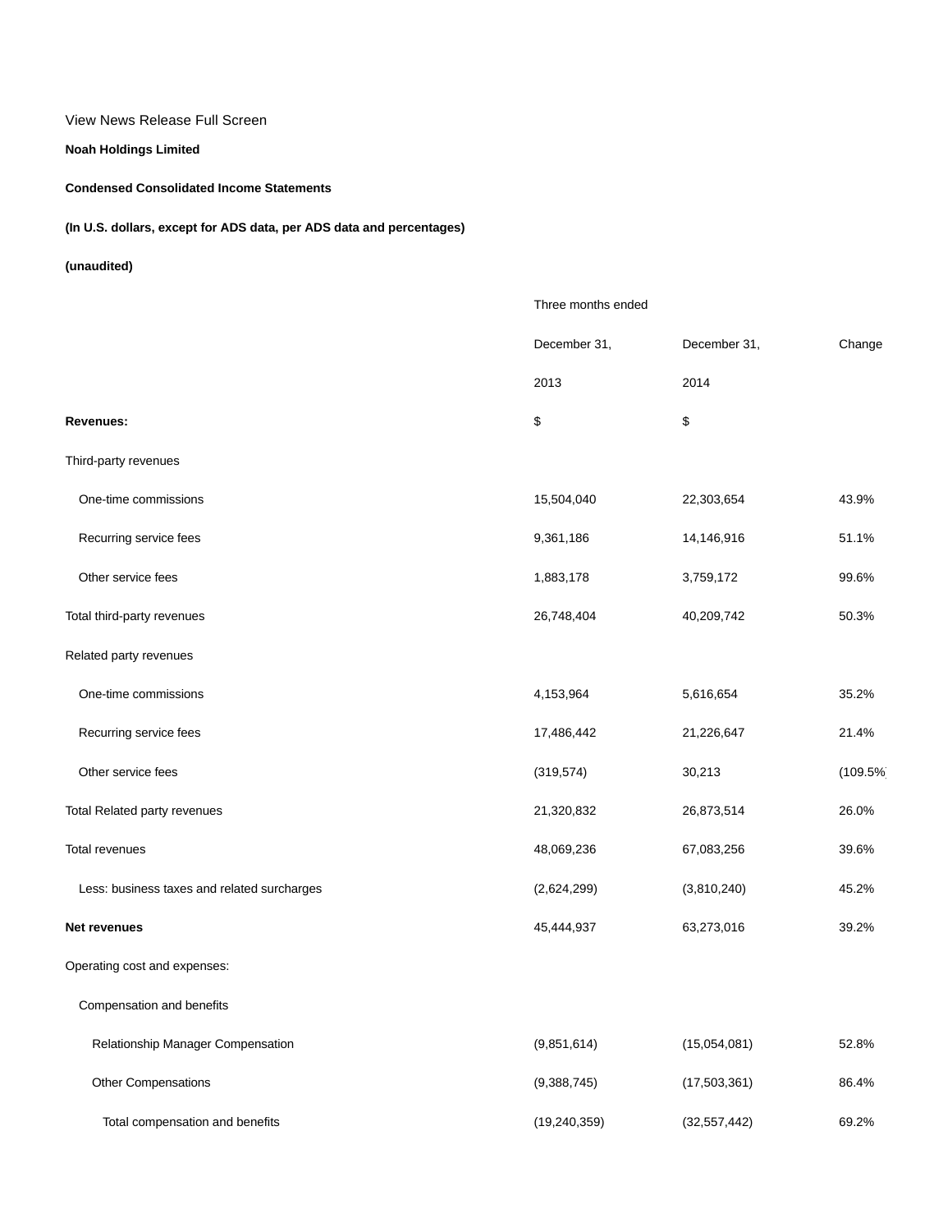View News Release Full Screen

**Noah Holdings Limited**

**Condensed Consolidated Income Statements**

**(In U.S. dollars, except for ADS data, per ADS data and percentages)**

**(unaudited)**

| | Three months ended | | |
|---|---|---|---|
| | December 31, | December 31, | Change |
| | 2013 | 2014 | |
| **Revenues:** | $ | $ | |
| Third-party revenues | | | |
| One-time commissions | 15,504,040 | 22,303,654 | 43.9% |
| Recurring service fees | 9,361,186 | 14,146,916 | 51.1% |
| Other service fees | 1,883,178 | 3,759,172 | 99.6% |
| Total third-party revenues | 26,748,404 | 40,209,742 | 50.3% |
| Related party revenues | | | |
| One-time commissions | 4,153,964 | 5,616,654 | 35.2% |
| Recurring service fees | 17,486,442 | 21,226,647 | 21.4% |
| Other service fees | (319,574) | 30,213 | (109.5% |
| Total Related party revenues | 21,320,832 | 26,873,514 | 26.0% |
| Total revenues | 48,069,236 | 67,083,256 | 39.6% |
| Less: business taxes and related surcharges | (2,624,299) | (3,810,240) | 45.2% |
| **Net revenues** | 45,444,937 | 63,273,016 | 39.2% |
| Operating cost and expenses: | | | |
| Compensation and benefits | | | |
| Relationship Manager Compensation | (9,851,614) | (15,054,081) | 52.8% |
| Other Compensations | (9,388,745) | (17,503,361) | 86.4% |
| Total compensation and benefits | (19,240,359) | (32,557,442) | 69.2% |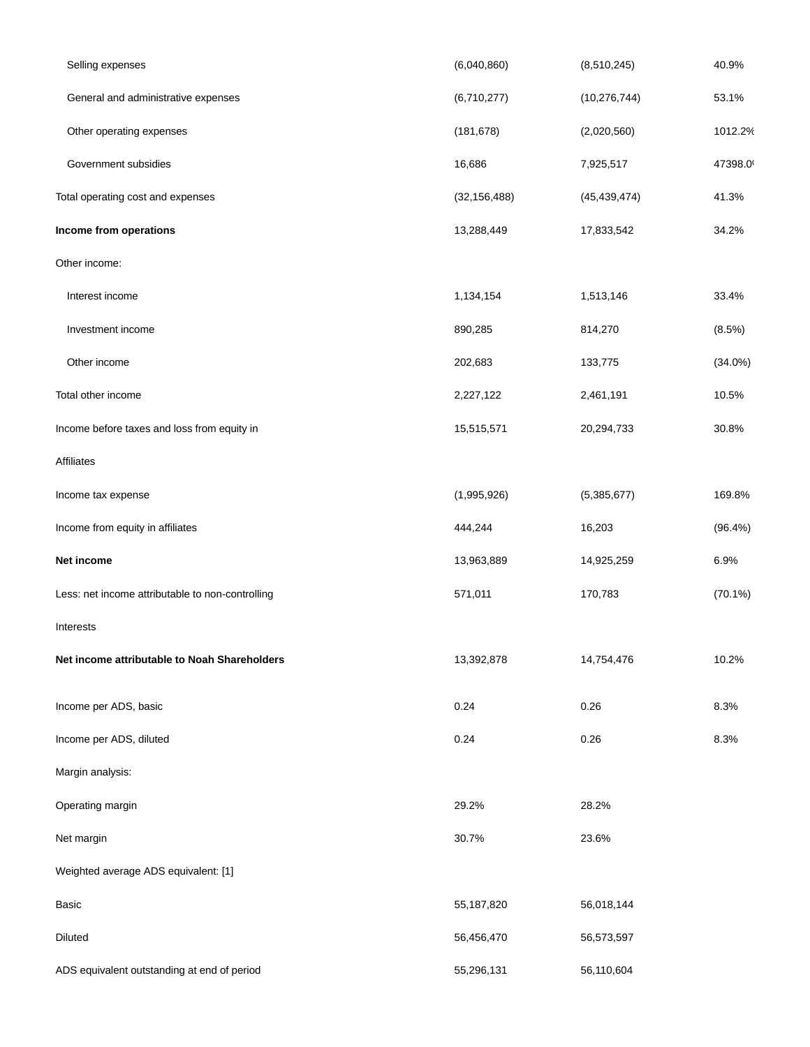| | | | |
|---|---|---|---|
| Selling expenses | (6,040,860) | (8,510,245) | 40.9% |
| General and administrative expenses | (6,710,277) | (10,276,744) | 53.1% |
| Other operating expenses | (181,678) | (2,020,560) | 1012.2% |
| Government subsidies | 16,686 | 7,925,517 | 47398.0% |
| Total operating cost and expenses | (32,156,488) | (45,439,474) | 41.3% |
| **Income from operations** | 13,288,449 | 17,833,542 | 34.2% |
| Other income: | | | |
| Interest income | 1,134,154 | 1,513,146 | 33.4% |
| Investment income | 890,285 | 814,270 | (8.5%) |
| Other income | 202,683 | 133,775 | (34.0%) |
| Total other income | 2,227,122 | 2,461,191 | 10.5% |
| Income before taxes and loss from equity in Affiliates | 15,515,571 | 20,294,733 | 30.8% |
| Income tax expense | (1,995,926) | (5,385,677) | 169.8% |
| Income from equity in affiliates | 444,244 | 16,203 | (96.4%) |
| **Net income** | 13,963,889 | 14,925,259 | 6.9% |
| Less: net income attributable to non-controlling Interests | 571,011 | 170,783 | (70.1%) |
| **Net income attributable to Noah Shareholders** | 13,392,878 | 14,754,476 | 10.2% |
| Income per ADS, basic | 0.24 | 0.26 | 8.3% |
| Income per ADS, diluted | 0.24 | 0.26 | 8.3% |
| Margin analysis: | | | |
| Operating margin | 29.2% | 28.2% | |
| Net margin | 30.7% | 23.6% | |
| Weighted average ADS equivalent: [1] | | | |
| Basic | 55,187,820 | 56,018,144 | |
| Diluted | 56,456,470 | 56,573,597 | |
| ADS equivalent outstanding at end of period | 55,296,131 | 56,110,604 | |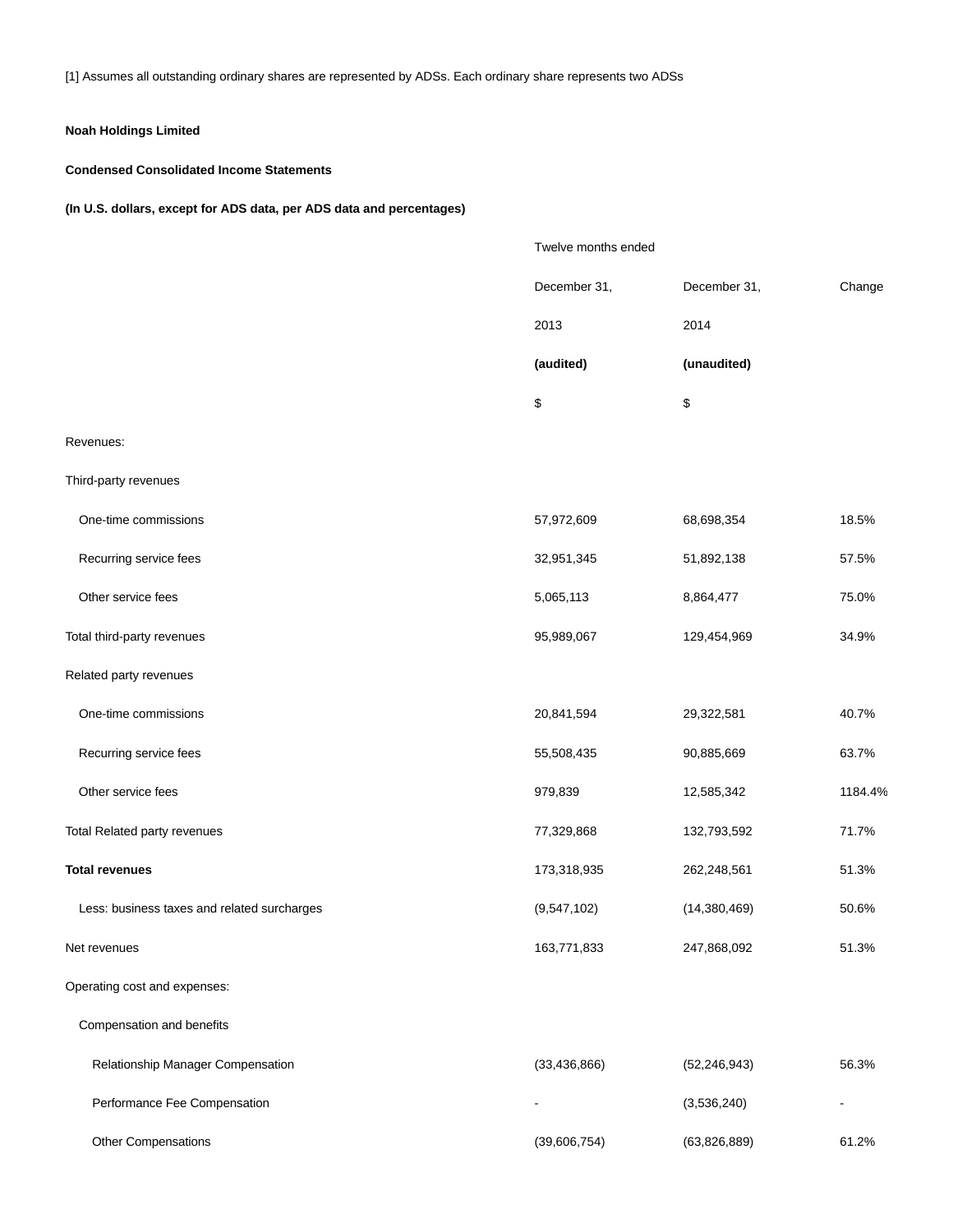[1] Assumes all outstanding ordinary shares are represented by ADSs. Each ordinary share represents two ADSs

**Noah Holdings Limited**

**Condensed Consolidated Income Statements**

**(In U.S. dollars, except for ADS data, per ADS data and percentages)**

| | Twelve months ended | | |
|---|---|---|---|
| | December 31, | December 31, | Change |
| | 2013 | 2014 | |
| | **(audited)** | **(unaudited)** | |
| | $ | $ | |
| Revenues: | | | |
| Third-party revenues | | | |
| One-time commissions | 57,972,609 | 68,698,354 | 18.5% |
| Recurring service fees | 32,951,345 | 51,892,138 | 57.5% |
| Other service fees | 5,065,113 | 8,864,477 | 75.0% |
| Total third-party revenues | 95,989,067 | 129,454,969 | 34.9% |
| Related party revenues | | | |
| One-time commissions | 20,841,594 | 29,322,581 | 40.7% |
| Recurring service fees | 55,508,435 | 90,885,669 | 63.7% |
| Other service fees | 979,839 | 12,585,342 | 1184.4% |
| Total Related party revenues | 77,329,868 | 132,793,592 | 71.7% |
| **Total revenues** | 173,318,935 | 262,248,561 | 51.3% |
| Less: business taxes and related surcharges | (9,547,102) | (14,380,469) | 50.6% |
| Net revenues | 163,771,833 | 247,868,092 | 51.3% |
| Operating cost and expenses: | | | |
| Compensation and benefits | | | |
| Relationship Manager Compensation | (33,436,866) | (52,246,943) | 56.3% |
| Performance Fee Compensation | - | (3,536,240) | - |
| Other Compensations | (39,606,754) | (63,826,889) | 61.2% |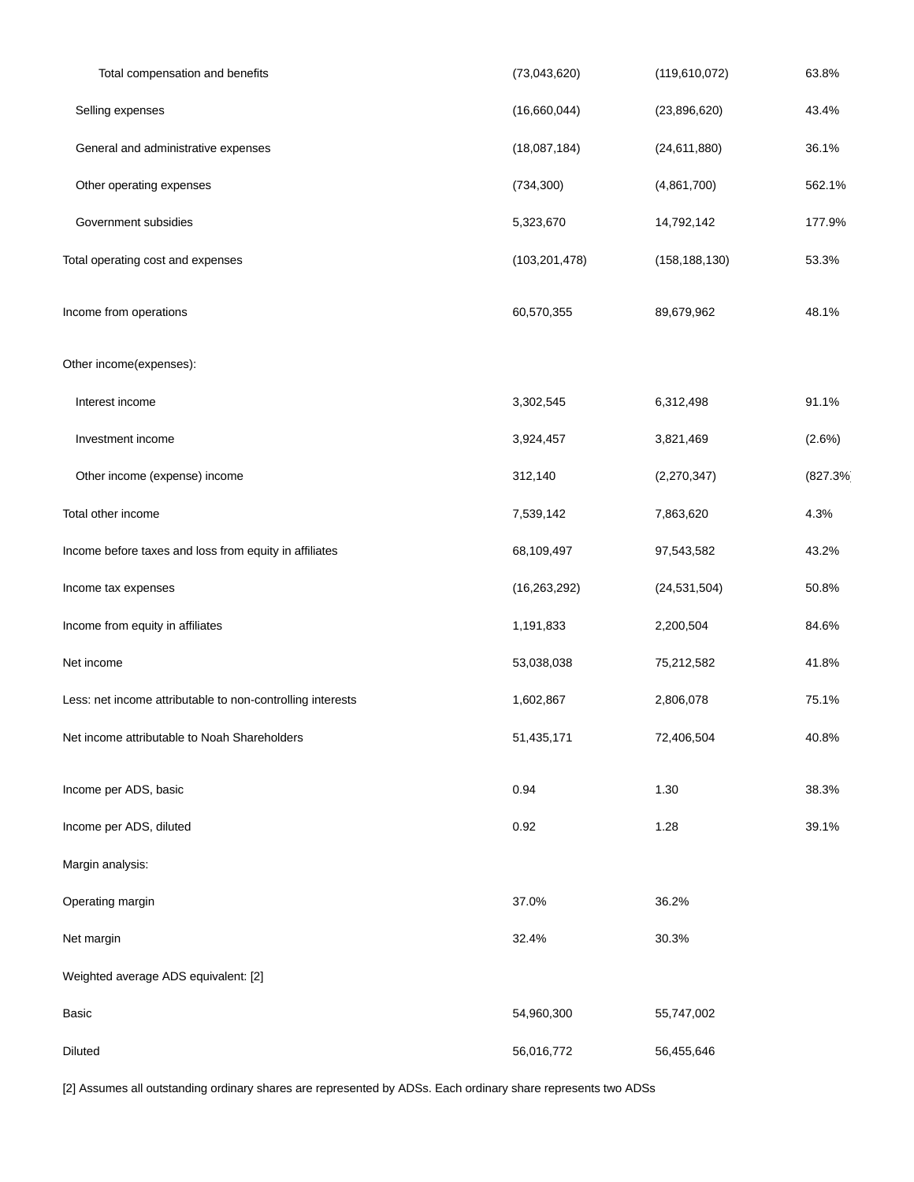| | | | |
|---|---|---|---|
| Total compensation and benefits | (73,043,620) | (119,610,072) | 63.8% |
| Selling expenses | (16,660,044) | (23,896,620) | 43.4% |
| General and administrative expenses | (18,087,184) | (24,611,880) | 36.1% |
| Other operating expenses | (734,300) | (4,861,700) | 562.1% |
| Government subsidies | 5,323,670 | 14,792,142 | 177.9% |
| Total operating cost and expenses | (103,201,478) | (158,188,130) | 53.3% |
| Income from operations | 60,570,355 | 89,679,962 | 48.1% |
| Other income(expenses): | | | |
| Interest income | 3,302,545 | 6,312,498 | 91.1% |
| Investment income | 3,924,457 | 3,821,469 | (2.6%) |
| Other income (expense) income | 312,140 | (2,270,347) | (827.3% |
| Total other income | 7,539,142 | 7,863,620 | 4.3% |
| Income before taxes and loss from equity in affiliates | 68,109,497 | 97,543,582 | 43.2% |
| Income tax expenses | (16,263,292) | (24,531,504) | 50.8% |
| Income from equity in affiliates | 1,191,833 | 2,200,504 | 84.6% |
| Net income | 53,038,038 | 75,212,582 | 41.8% |
| Less: net income attributable to non-controlling interests | 1,602,867 | 2,806,078 | 75.1% |
| Net income attributable to Noah Shareholders | 51,435,171 | 72,406,504 | 40.8% |
| Income per ADS, basic | 0.94 | 1.30 | 38.3% |
| Income per ADS, diluted | 0.92 | 1.28 | 39.1% |
| Margin analysis: | | | |
| Operating margin | 37.0% | 36.2% | |
| Net margin | 32.4% | 30.3% | |
| Weighted average ADS equivalent: [2] | | | |
| Basic | 54,960,300 | 55,747,002 | |
| Diluted | 56,016,772 | 56,455,646 | |

[2] Assumes all outstanding ordinary shares are represented by ADSs. Each ordinary share represents two ADSs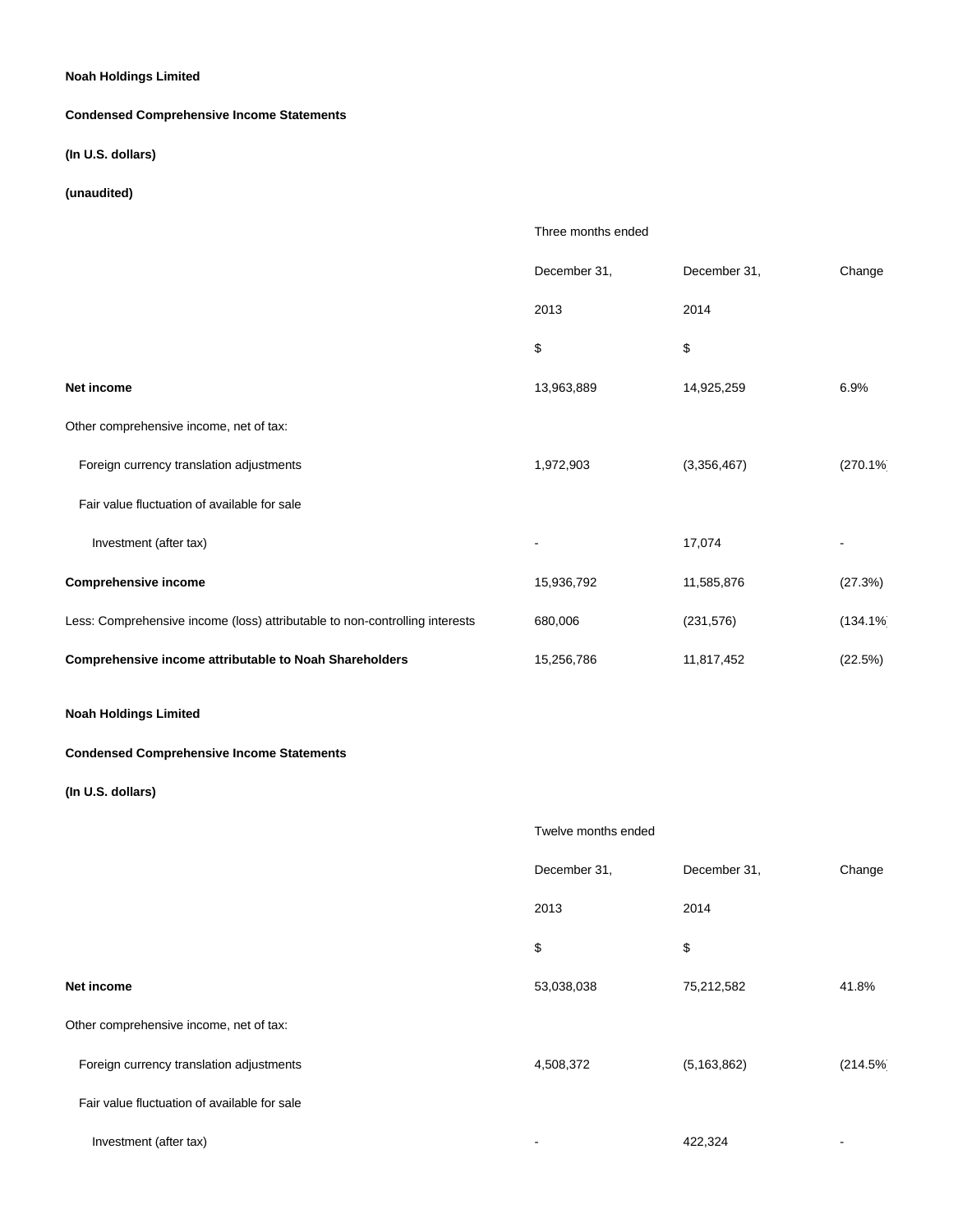**Noah Holdings Limited**

**Condensed Comprehensive Income Statements**

**(In U.S. dollars)**

**(unaudited)**

| | Three months ended | | |
|---|---|---|---|
| | December 31, 2013 | December 31, 2014 | Change |
| | $ | $ | |
| **Net income** | 13,963,889 | 14,925,259 | 6.9% |
| Other comprehensive income, net of tax: | | | |
| Foreign currency translation adjustments | 1,972,903 | (3,356,467) | (270.1%) |
| Fair value fluctuation of available for sale Investment (after tax) | - | 17,074 | - |
| **Comprehensive income** | 15,936,792 | 11,585,876 | (27.3%) |
| Less: Comprehensive income (loss) attributable to non-controlling interests | 680,006 | (231,576) | (134.1%) |
| **Comprehensive income attributable to Noah Shareholders** | 15,256,786 | 11,817,452 | (22.5%) |

**Noah Holdings Limited**

**Condensed Comprehensive Income Statements**

**(In U.S. dollars)**

| | Twelve months ended | | |
|---|---|---|---|
| | December 31, 2013 | December 31, 2014 | Change |
| | $ | $ | |
| **Net income** | 53,038,038 | 75,212,582 | 41.8% |
| Other comprehensive income, net of tax: | | | |
| Foreign currency translation adjustments | 4,508,372 | (5,163,862) | (214.5%) |
| Fair value fluctuation of available for sale Investment (after tax) | - | 422,324 | - |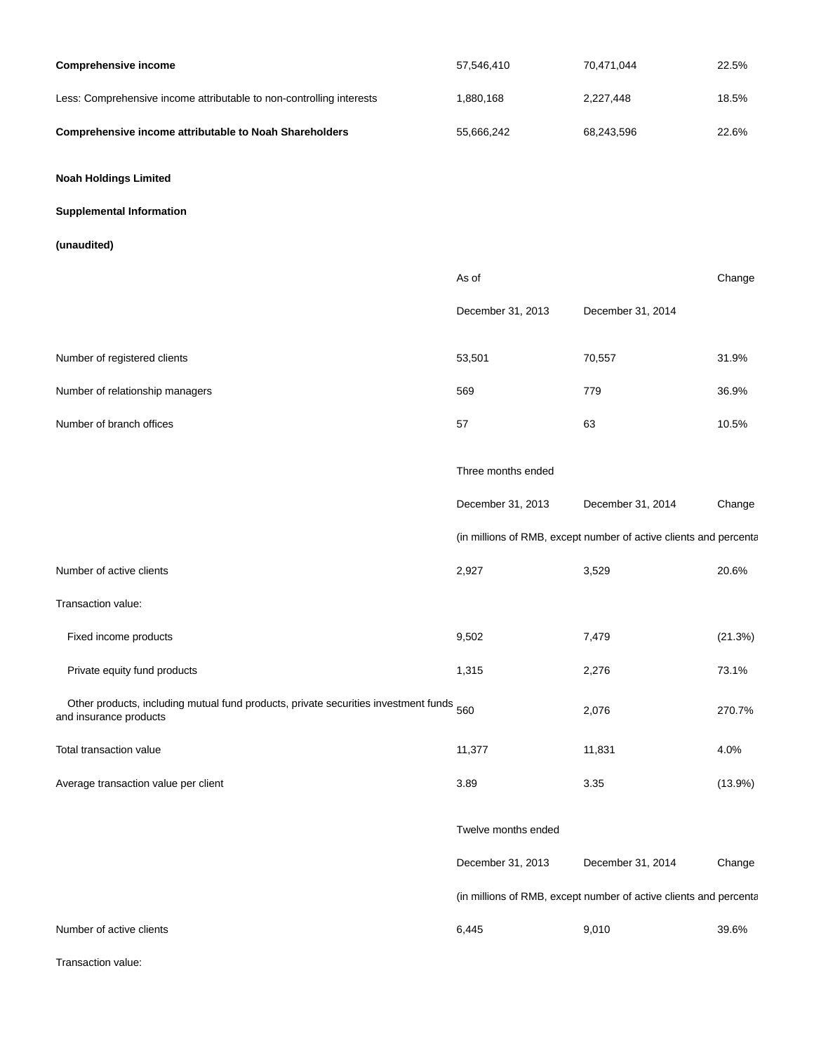| | | | |
|---|---|---|---|
| **Comprehensive income** | 57,546,410 | 70,471,044 | 22.5% |
| Less: Comprehensive income attributable to non-controlling interests | 1,880,168 | 2,227,448 | 18.5% |
| **Comprehensive income attributable to Noah Shareholders** | 55,666,242 | 68,243,596 | 22.6% |

**Noah Holdings Limited**

**Supplemental Information**

**(unaudited)**

| | As of | | Change |
|---|---|---|---|
| | December 31, 2013 | December 31, 2014 | |
| Number of registered clients | 53,501 | 70,557 | 31.9% |
| Number of relationship managers | 569 | 779 | 36.9% |
| Number of branch offices | 57 | 63 | 10.5% |

| | Three months ended | | |
|---|---|---|---|
| | December 31, 2013 | December 31, 2014 | Change |
| | (in millions of RMB, except number of active clients and percenta | | |
| Number of active clients | 2,927 | 3,529 | 20.6% |
| Transaction value: | | | |
| Fixed income products | 9,502 | 7,479 | (21.3%) |
| Private equity fund products | 1,315 | 2,276 | 73.1% |
| Other products, including mutual fund products, private securities investment funds and insurance products | 560 | 2,076 | 270.7% |
| Total transaction value | 11,377 | 11,831 | 4.0% |
| Average transaction value per client | 3.89 | 3.35 | (13.9%) |

| | Twelve months ended | | |
|---|---|---|---|
| | December 31, 2013 | December 31, 2014 | Change |
| | (in millions of RMB, except number of active clients and percenta | | |
| Number of active clients | 6,445 | 9,010 | 39.6% |
| Transaction value: | | | |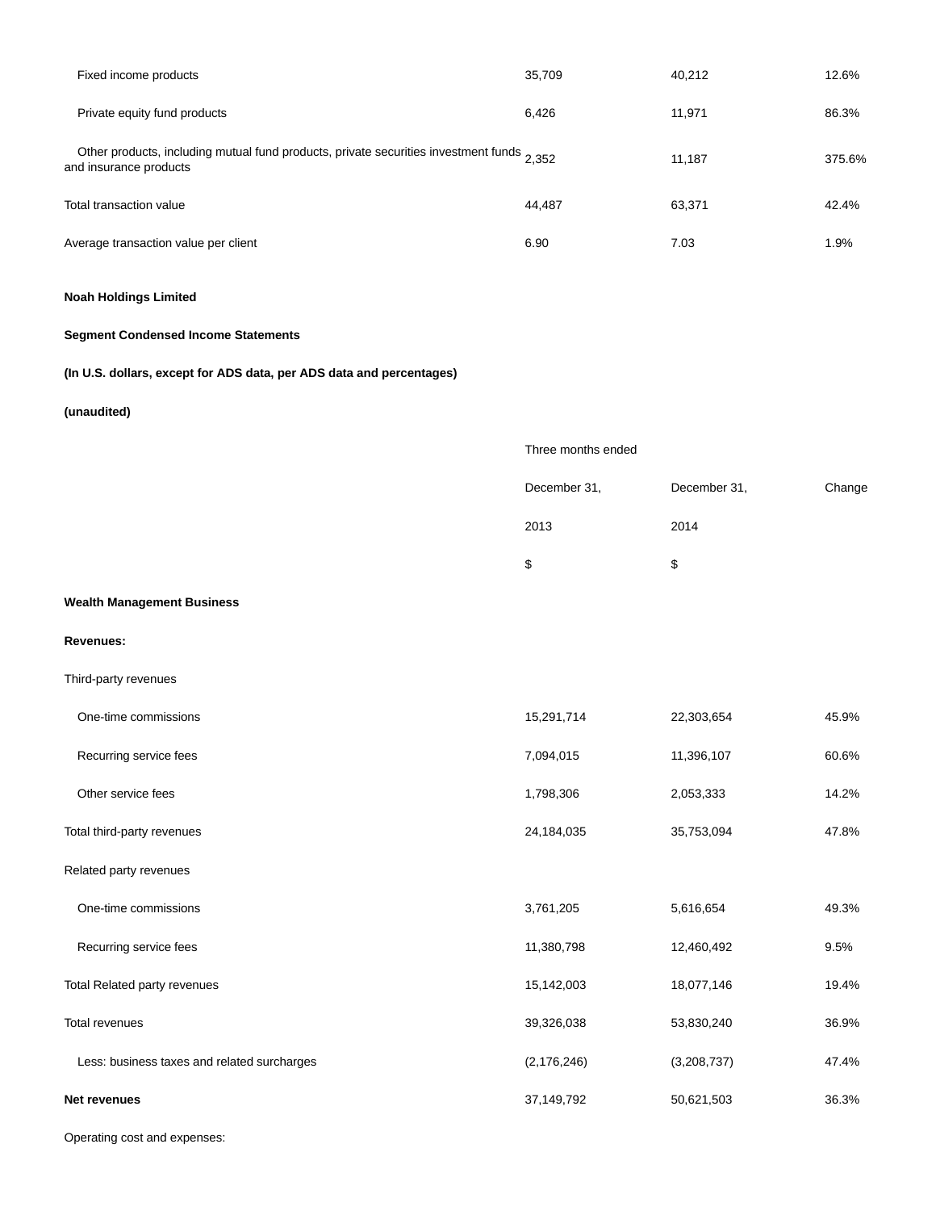| | | | |
|---|---|---|---|
| Fixed income products | 35,709 | 40,212 | 12.6% |
| Private equity fund products | 6,426 | 11,971 | 86.3% |
| Other products, including mutual fund products, private securities investment funds and insurance products | 2,352 | 11,187 | 375.6% |
| Total transaction value | 44,487 | 63,371 | 42.4% |
| Average transaction value per client | 6.90 | 7.03 | 1.9% |

**Noah Holdings Limited**

**Segment Condensed Income Statements**

**(In U.S. dollars, except for ADS data, per ADS data and percentages)**

**(unaudited)**

| | Three months ended | | |
|---|---|---|---|
| | December 31, | December 31, | Change |
| | 2013 | 2014 | |
| | $ | $ | |
| **Wealth Management Business** | | | |
| **Revenues:** | | | |
| Third-party revenues | | | |
| One-time commissions | 15,291,714 | 22,303,654 | 45.9% |
| Recurring service fees | 7,094,015 | 11,396,107 | 60.6% |
| Other service fees | 1,798,306 | 2,053,333 | 14.2% |
| Total third-party revenues | 24,184,035 | 35,753,094 | 47.8% |
| Related party revenues | | | |
| One-time commissions | 3,761,205 | 5,616,654 | 49.3% |
| Recurring service fees | 11,380,798 | 12,460,492 | 9.5% |
| Total Related party revenues | 15,142,003 | 18,077,146 | 19.4% |
| Total revenues | 39,326,038 | 53,830,240 | 36.9% |
| Less: business taxes and related surcharges | (2,176,246) | (3,208,737) | 47.4% |
| **Net revenues** | 37,149,792 | 50,621,503 | 36.3% |
| Operating cost and expenses: | | | |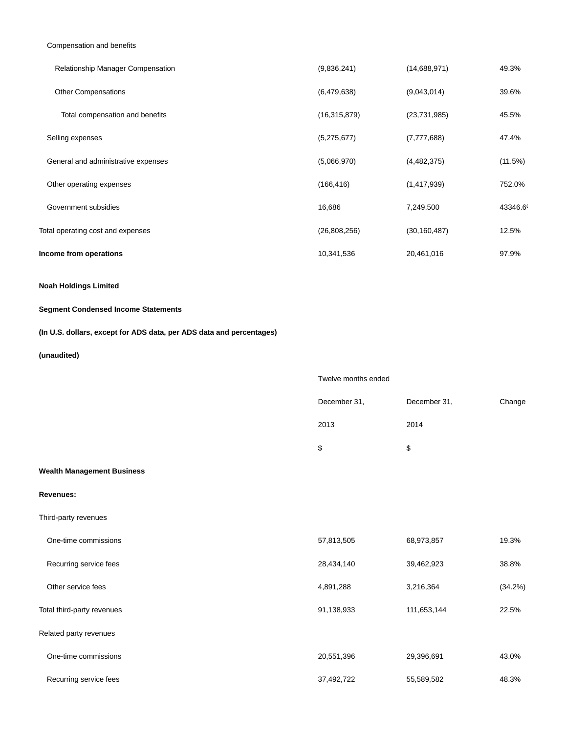| | | | |
|---|---|---|---|
| Compensation and benefits | | | |
| Relationship Manager Compensation | (9,836,241) | (14,688,971) | 49.3% |
| Other Compensations | (6,479,638) | (9,043,014) | 39.6% |
| Total compensation and benefits | (16,315,879) | (23,731,985) | 45.5% |
| Selling expenses | (5,275,677) | (7,777,688) | 47.4% |
| General and administrative expenses | (5,066,970) | (4,482,375) | (11.5%) |
| Other operating expenses | (166,416) | (1,417,939) | 752.0% |
| Government subsidies | 16,686 | 7,249,500 | 43346.6 |
| Total operating cost and expenses | (26,808,256) | (30,160,487) | 12.5% |
| **Income from operations** | 10,341,536 | 20,461,016 | 97.9% |

**Noah Holdings Limited**

**Segment Condensed Income Statements**

**(In U.S. dollars, except for ADS data, per ADS data and percentages)**

**(unaudited)**

| | Twelve months ended | | |
|---|---|---|---|
| | December 31, 2013 | December 31, 2014 | Change |
| | $ | $ | |
| **Wealth Management Business** | | | |
| **Revenues:** | | | |
| Third-party revenues | | | |
| One-time commissions | 57,813,505 | 68,973,857 | 19.3% |
| Recurring service fees | 28,434,140 | 39,462,923 | 38.8% |
| Other service fees | 4,891,288 | 3,216,364 | (34.2%) |
| Total third-party revenues | 91,138,933 | 111,653,144 | 22.5% |
| Related party revenues | | | |
| One-time commissions | 20,551,396 | 29,396,691 | 43.0% |
| Recurring service fees | 37,492,722 | 55,589,582 | 48.3% |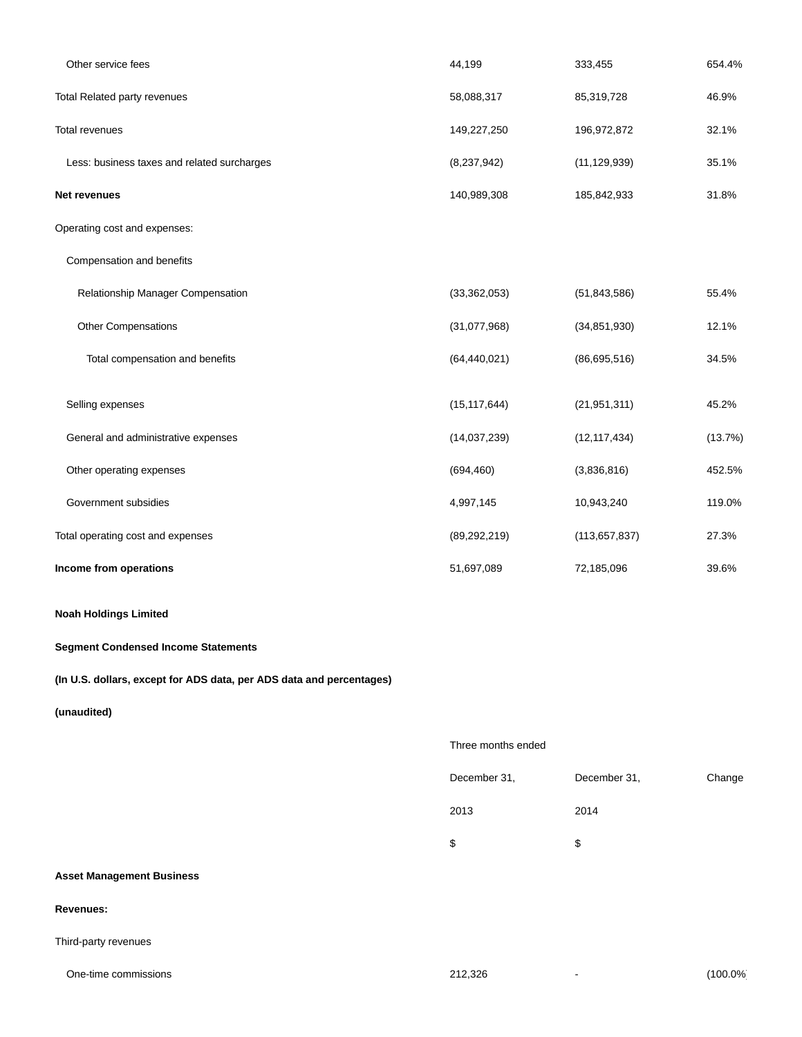| | | | |
|---|---|---|---|
| Other service fees | 44,199 | 333,455 | 654.4% |
| Total Related party revenues | 58,088,317 | 85,319,728 | 46.9% |
| Total revenues | 149,227,250 | 196,972,872 | 32.1% |
| Less: business taxes and related surcharges | (8,237,942) | (11,129,939) | 35.1% |
| **Net revenues** | 140,989,308 | 185,842,933 | 31.8% |
| Operating cost and expenses: | | | |
| Compensation and benefits | | | |
| Relationship Manager Compensation | (33,362,053) | (51,843,586) | 55.4% |
| Other Compensations | (31,077,968) | (34,851,930) | 12.1% |
| Total compensation and benefits | (64,440,021) | (86,695,516) | 34.5% |
| Selling expenses | (15,117,644) | (21,951,311) | 45.2% |
| General and administrative expenses | (14,037,239) | (12,117,434) | (13.7%) |
| Other operating expenses | (694,460) | (3,836,816) | 452.5% |
| Government subsidies | 4,997,145 | 10,943,240 | 119.0% |
| Total operating cost and expenses | (89,292,219) | (113,657,837) | 27.3% |
| **Income from operations** | 51,697,089 | 72,185,096 | 39.6% |

**Noah Holdings Limited**

**Segment Condensed Income Statements**

**(In U.S. dollars, except for ADS data, per ADS data and percentages)**

**(unaudited)**

| | Three months ended | | |
|---|---|---|---|
| | December 31, | December 31, | Change |
| | 2013 | 2014 | |
| | $ | $ | |
| **Asset Management Business** | | | |
| **Revenues:** | | | |
| Third-party revenues | | | |
| One-time commissions | 212,326 | - | (100.0%) |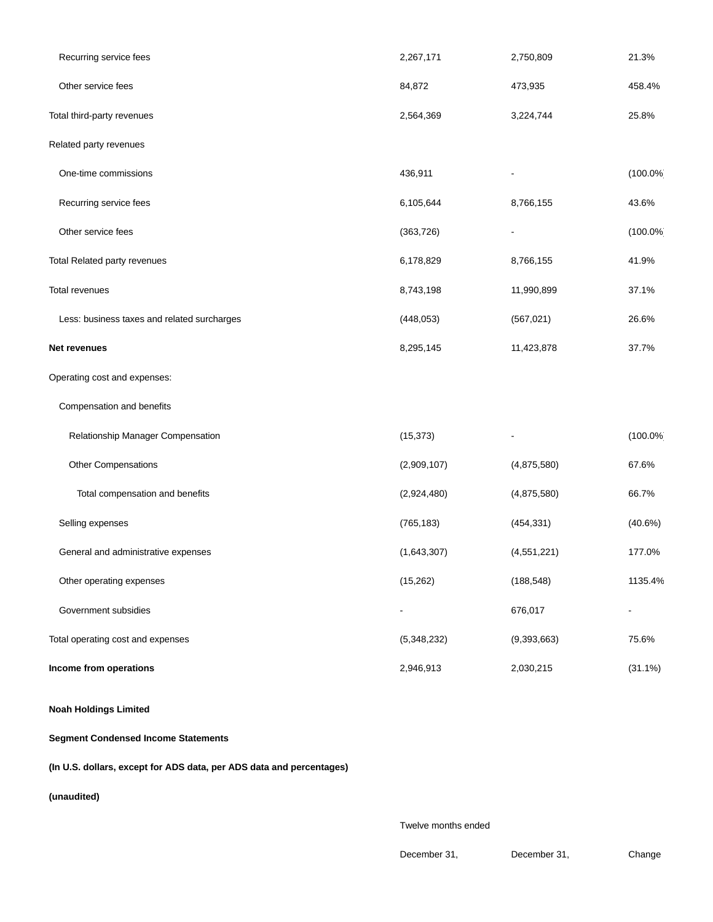| | | | |
|---|---|---|---|
| Recurring service fees | 2,267,171 | 2,750,809 | 21.3% |
| Other service fees | 84,872 | 473,935 | 458.4% |
| Total third-party revenues | 2,564,369 | 3,224,744 | 25.8% |
| Related party revenues | | | |
| One-time commissions | 436,911 | - | (100.0%) |
| Recurring service fees | 6,105,644 | 8,766,155 | 43.6% |
| Other service fees | (363,726) | - | (100.0%) |
| Total Related party revenues | 6,178,829 | 8,766,155 | 41.9% |
| Total revenues | 8,743,198 | 11,990,899 | 37.1% |
| Less: business taxes and related surcharges | (448,053) | (567,021) | 26.6% |
| **Net revenues** | 8,295,145 | 11,423,878 | 37.7% |
| Operating cost and expenses: | | | |
| Compensation and benefits | | | |
| Relationship Manager Compensation | (15,373) | - | (100.0%) |
| Other Compensations | (2,909,107) | (4,875,580) | 67.6% |
| Total compensation and benefits | (2,924,480) | (4,875,580) | 66.7% |
| Selling expenses | (765,183) | (454,331) | (40.6%) |
| General and administrative expenses | (1,643,307) | (4,551,221) | 177.0% |
| Other operating expenses | (15,262) | (188,548) | 1135.4% |
| Government subsidies | - | 676,017 | - |
| Total operating cost and expenses | (5,348,232) | (9,393,663) | 75.6% |
| **Income from operations** | 2,946,913 | 2,030,215 | (31.1%) |

**Noah Holdings Limited**

**Segment Condensed Income Statements**

**(In U.S. dollars, except for ADS data, per ADS data and percentages)**

**(unaudited)**

| | Twelve months ended | | |
|---|---|---|---|
| | December 31, | December 31, | Change |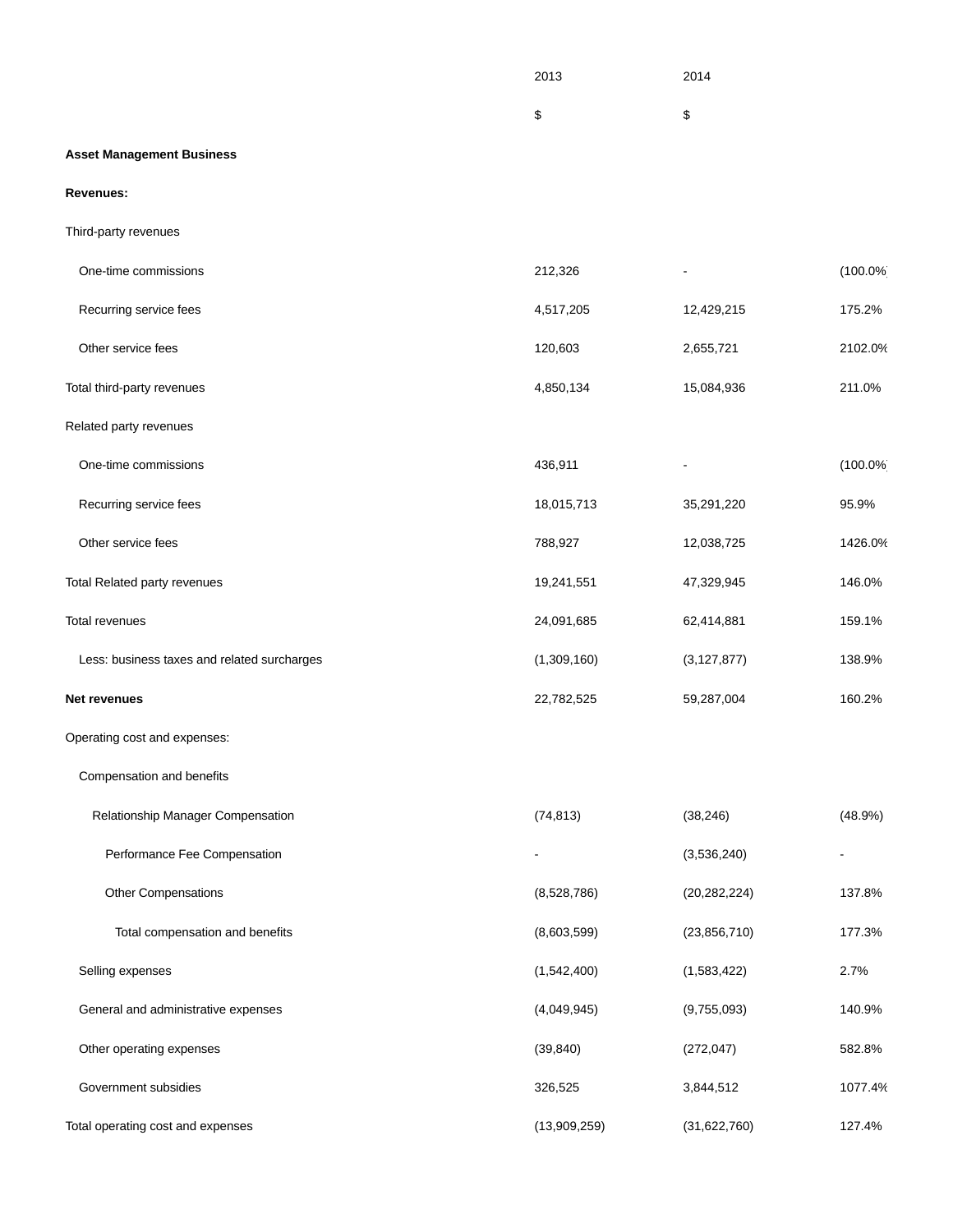| | 2013 | 2014 | |
|---|---|---|---|
| | $ | $ | |
| **Asset Management Business** | | | |
| **Revenues:** | | | |
| Third-party revenues | | | |
| One-time commissions | 212,326 | - | (100.0%) |
| Recurring service fees | 4,517,205 | 12,429,215 | 175.2% |
| Other service fees | 120,603 | 2,655,721 | 2102.0% |
| Total third-party revenues | 4,850,134 | 15,084,936 | 211.0% |
| Related party revenues | | | |
| One-time commissions | 436,911 | - | (100.0%) |
| Recurring service fees | 18,015,713 | 35,291,220 | 95.9% |
| Other service fees | 788,927 | 12,038,725 | 1426.0% |
| Total Related party revenues | 19,241,551 | 47,329,945 | 146.0% |
| Total revenues | 24,091,685 | 62,414,881 | 159.1% |
| Less: business taxes and related surcharges | (1,309,160) | (3,127,877) | 138.9% |
| **Net revenues** | 22,782,525 | 59,287,004 | 160.2% |
| Operating cost and expenses: | | | |
| Compensation and benefits | | | |
| Relationship Manager Compensation | (74,813) | (38,246) | (48.9%) |
| Performance Fee Compensation | - | (3,536,240) | - |
| Other Compensations | (8,528,786) | (20,282,224) | 137.8% |
| Total compensation and benefits | (8,603,599) | (23,856,710) | 177.3% |
| Selling expenses | (1,542,400) | (1,583,422) | 2.7% |
| General and administrative expenses | (4,049,945) | (9,755,093) | 140.9% |
| Other operating expenses | (39,840) | (272,047) | 582.8% |
| Government subsidies | 326,525 | 3,844,512 | 1077.4% |
| Total operating cost and expenses | (13,909,259) | (31,622,760) | 127.4% |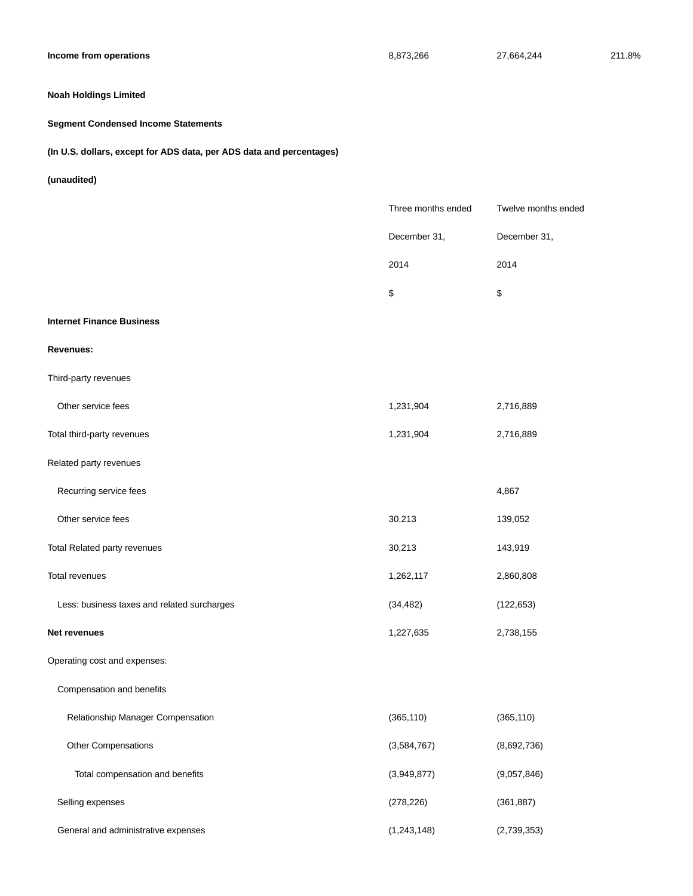| Income from operations | 8,873,266 | 27,664,244 | 211.8% |
|---|---|---|---|

**Noah Holdings Limited**

**Segment Condensed Income Statements**

**(In U.S. dollars, except for ADS data, per ADS data and percentages)**

**(unaudited)**

| | Three months ended December 31, 2014 | Twelve months ended December 31, 2014 |
|---|---|---|
| | $ | $ |
| **Internet Finance Business** | | |
| **Revenues:** | | |
| Third-party revenues | | |
| Other service fees | 1,231,904 | 2,716,889 |
| Total third-party revenues | 1,231,904 | 2,716,889 |
| Related party revenues | | |
| Recurring service fees | | 4,867 |
| Other service fees | 30,213 | 139,052 |
| Total Related party revenues | 30,213 | 143,919 |
| Total revenues | 1,262,117 | 2,860,808 |
| Less: business taxes and related surcharges | (34,482) | (122,653) |
| **Net revenues** | 1,227,635 | 2,738,155 |
| Operating cost and expenses: | | |
| Compensation and benefits | | |
| Relationship Manager Compensation | (365,110) | (365,110) |
| Other Compensations | (3,584,767) | (8,692,736) |
| Total compensation and benefits | (3,949,877) | (9,057,846) |
| Selling expenses | (278,226) | (361,887) |
| General and administrative expenses | (1,243,148) | (2,739,353) |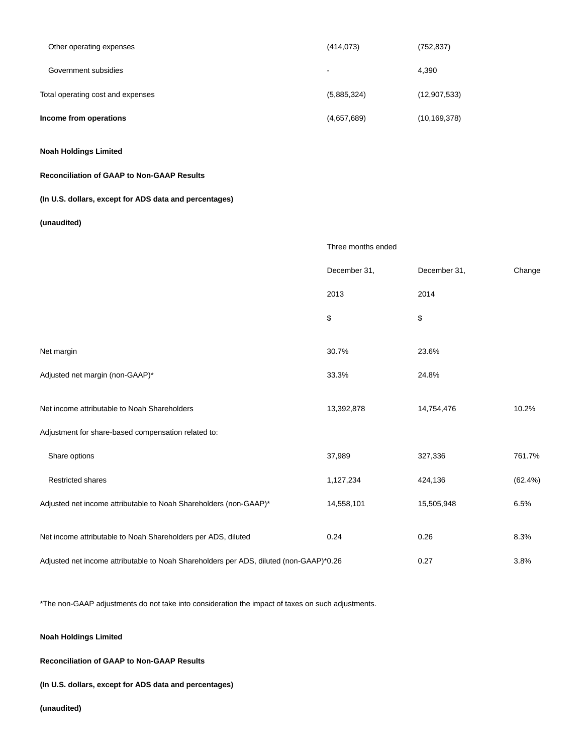| | | |
|---|---|---|
| Other operating expenses | (414,073) | (752,837) |
| Government subsidies | - | 4,390 |
| Total operating cost and expenses | (5,885,324) | (12,907,533) |
| **Income from operations** | (4,657,689) | (10,169,378) |

**Noah Holdings Limited**

**Reconciliation of GAAP to Non-GAAP Results**

**(In U.S. dollars, except for ADS data and percentages)**

**(unaudited)**

| | Three months ended | | |
|---|---|---|---|
| | December 31, 2013 | December 31, 2014 | Change |
| | $ | $ | |
| Net margin | 30.7% | 23.6% | |
| Adjusted net margin (non-GAAP)* | 33.3% | 24.8% | |
| Net income attributable to Noah Shareholders | 13,392,878 | 14,754,476 | 10.2% |
| Adjustment for share-based compensation related to: | | | |
| Share options | 37,989 | 327,336 | 761.7% |
| Restricted shares | 1,127,234 | 424,136 | (62.4%) |
| Adjusted net income attributable to Noah Shareholders (non-GAAP)* | 14,558,101 | 15,505,948 | 6.5% |
| Net income attributable to Noah Shareholders per ADS, diluted | 0.24 | 0.26 | 8.3% |
| Adjusted net income attributable to Noah Shareholders per ADS, diluted (non-GAAP)* | 0.26 | 0.27 | 3.8% |

*The non-GAAP adjustments do not take into consideration the impact of taxes on such adjustments.

**Noah Holdings Limited**

**Reconciliation of GAAP to Non-GAAP Results**

**(In U.S. dollars, except for ADS data and percentages)**

**(unaudited)**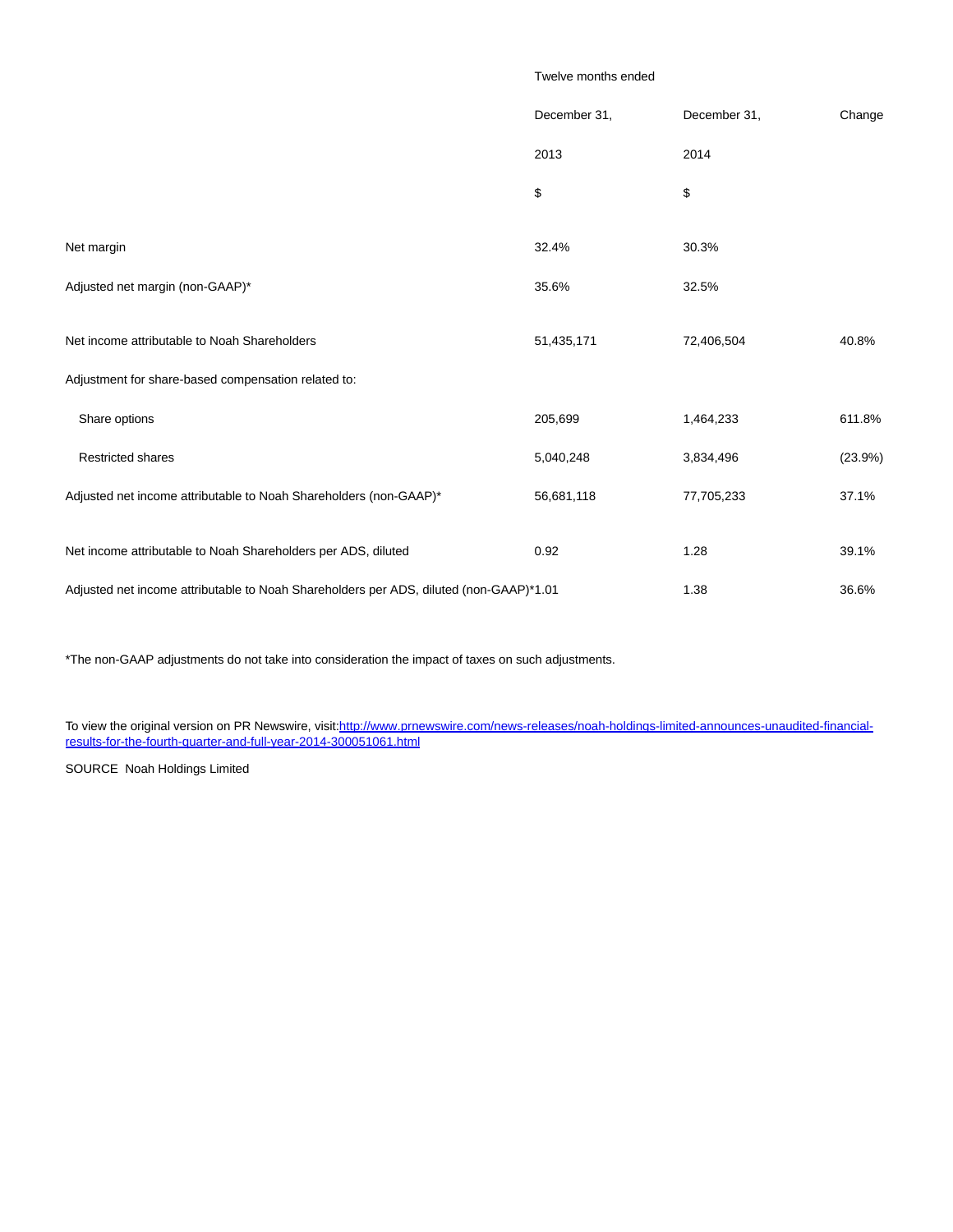| | Twelve months ended | | |
|---|---|---|---|
| | December 31, | December 31, | Change |
| | 2013 | 2014 | |
| | $ | $ | |
| Net margin | 32.4% | 30.3% | |
| Adjusted net margin (non-GAAP)* | 35.6% | 32.5% | |
| Net income attributable to Noah Shareholders | 51,435,171 | 72,406,504 | 40.8% |
| Adjustment for share-based compensation related to: | | | |
| Share options | 205,699 | 1,464,233 | 611.8% |
| Restricted shares | 5,040,248 | 3,834,496 | (23.9%) |
| Adjusted net income attributable to Noah Shareholders (non-GAAP)* | 56,681,118 | 77,705,233 | 37.1% |
| Net income attributable to Noah Shareholders per ADS, diluted | 0.92 | 1.28 | 39.1% |
| Adjusted net income attributable to Noah Shareholders per ADS, diluted (non-GAAP)* | 1.01 | 1.38 | 36.6% |

*The non-GAAP adjustments do not take into consideration the impact of taxes on such adjustments.

To view the original version on PR Newswire, visit:http://www.prnewswire.com/news-releases/noah-holdings-limited-announces-unaudited-financial-results-for-the-fourth-quarter-and-full-year-2014-300051061.html

SOURCE Noah Holdings Limited